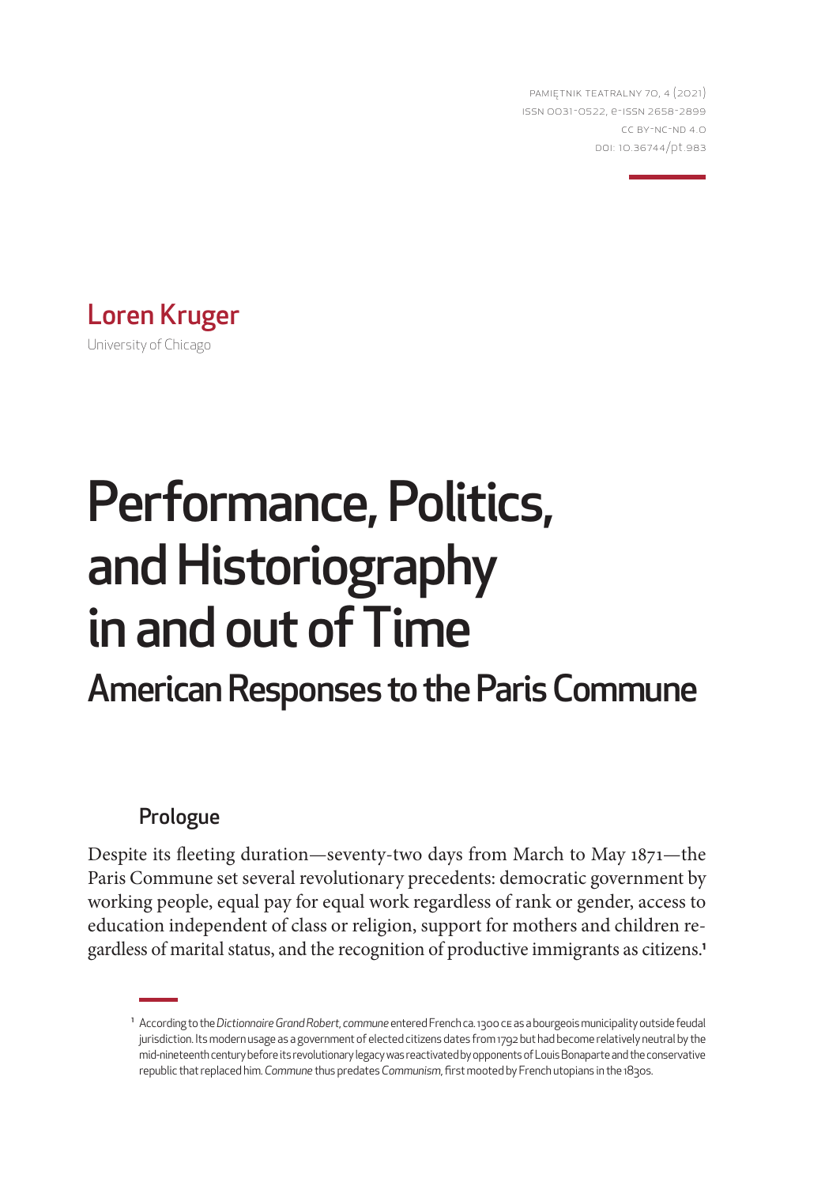Pamiętnik Teatralny 70, 4 (2021)
ISSN 0031-0522, e-ISSN 2658-2899
CC BY-NC-ND 4.0
DOI: 10.36744/pt.983

**Loren Kruger**
University of Chicago

# Performance, Politics, and Historiography in and out of Time

## American Responses to the Paris Commune

### Prologue

Despite its fleeting duration—seventy-two days from March to May 1871—the Paris Commune set several revolutionary precedents: democratic government by working people, equal pay for equal work regardless of rank or gender, access to education independent of class or religion, support for mothers and children regardless of marital status, and the recognition of productive immigrants as citizens.[1]

[1] According to the *Dictionnaire Grand Robert*, *commune* entered French ca. 1300 CE as a bourgeois municipality outside feudal jurisdiction. Its modern usage as a government of elected citizens dates from 1792 but had become relatively neutral by the mid-nineteenth century before its revolutionary legacy was reactivated by opponents of Louis Bonaparte and the conservative republic that replaced him. *Commune* thus predates *Communism*, first mooted by French utopians in the 1830s.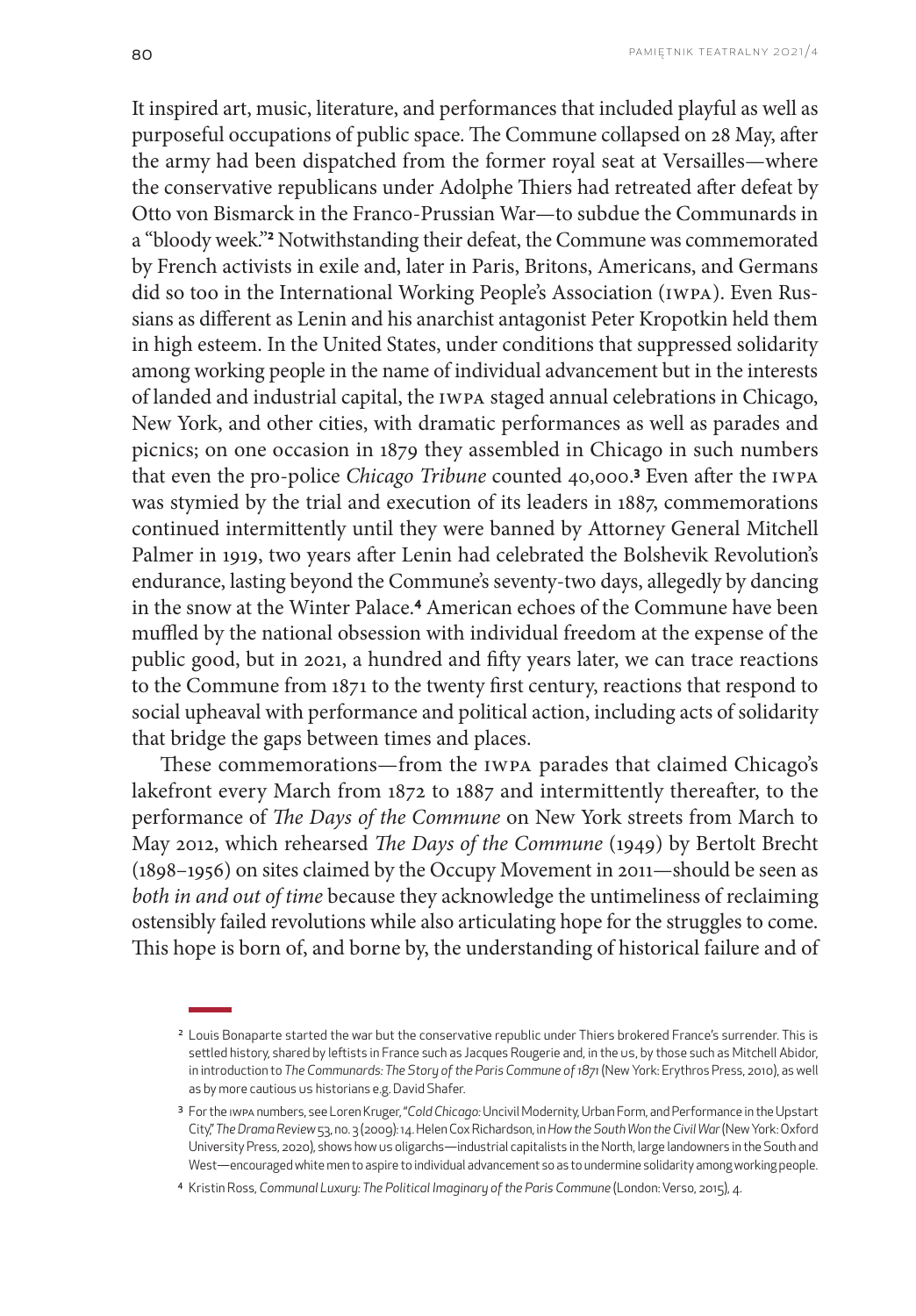It inspired art, music, literature, and performances that included playful as well as purposeful occupations of public space. The Commune collapsed on 28 May, after the army had been dispatched from the former royal seat at Versailles—where the conservative republicans under Adolphe Thiers had retreated after defeat by Otto von Bismarck in the Franco-Prussian War—to subdue the Communards in a "bloody week."[2] Notwithstanding their defeat, the Commune was commemorated by French activists in exile and, later in Paris, Britons, Americans, and Germans did so too in the International Working People's Association (IWPA). Even Russians as different as Lenin and his anarchist antagonist Peter Kropotkin held them in high esteem. In the United States, under conditions that suppressed solidarity among working people in the name of individual advancement but in the interests of landed and industrial capital, the IWPA staged annual celebrations in Chicago, New York, and other cities, with dramatic performances as well as parades and picnics; on one occasion in 1879 they assembled in Chicago in such numbers that even the pro-police *Chicago Tribune* counted 40,000.[3] Even after the IWPA was stymied by the trial and execution of its leaders in 1887, commemorations continued intermittently until they were banned by Attorney General Mitchell Palmer in 1919, two years after Lenin had celebrated the Bolshevik Revolution's endurance, lasting beyond the Commune's seventy-two days, allegedly by dancing in the snow at the Winter Palace.[4] American echoes of the Commune have been muffled by the national obsession with individual freedom at the expense of the public good, but in 2021, a hundred and fifty years later, we can trace reactions to the Commune from 1871 to the twenty first century, reactions that respond to social upheaval with performance and political action, including acts of solidarity that bridge the gaps between times and places.

These commemorations—from the IWPA parades that claimed Chicago's lakefront every March from 1872 to 1887 and intermittently thereafter, to the performance of *The Days of the Commune* on New York streets from March to May 2012, which rehearsed *The Days of the Commune* (1949) by Bertolt Brecht (1898–1956) on sites claimed by the Occupy Movement in 2011—should be seen as *both in and out of time* because they acknowledge the untimeliness of reclaiming ostensibly failed revolutions while also articulating hope for the struggles to come. This hope is born of, and borne by, the understanding of historical failure and of

---

[2] Louis Bonaparte started the war but the conservative republic under Thiers brokered France's surrender. This is settled history, shared by leftists in France such as Jacques Rougerie and, in the US, by those such as Mitchell Abidor, in introduction to *The Communards: The Story of the Paris Commune of 1871* (New York: Erythros Press, 2010), as well as by more cautious US historians e.g. David Shafer.

[3] For the IWPA numbers, see Loren Kruger, "*Cold Chicago:* Uncivil Modernity, Urban Form, and Performance in the Upstart City," *The Drama Review* 53, no. 3 (2009): 14. Helen Cox Richardson, in *How the South Won the Civil War* (New York: Oxford University Press, 2020), shows how US oligarchs—industrial capitalists in the North, large landowners in the South and West—encouraged white men to aspire to individual advancement so as to undermine solidarity among working people.

[4] Kristin Ross, *Communal Luxury: The Political Imaginary of the Paris Commune* (London: Verso, 2015), 4.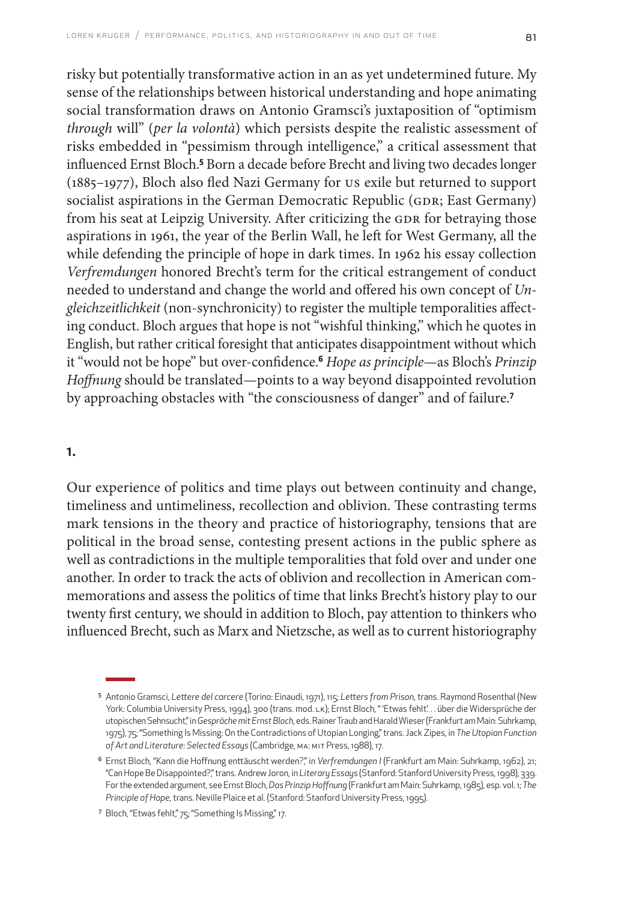risky but potentially transformative action in an as yet undetermined future. My sense of the relationships between historical understanding and hope animating social transformation draws on Antonio Gramsci's juxtaposition of "optimism *through* will" (*per la volontà*) which persists despite the realistic assessment of risks embedded in "pessimism through intelligence," a critical assessment that influenced Ernst Bloch.[5] Born a decade before Brecht and living two decades longer (1885–1977), Bloch also fled Nazi Germany for US exile but returned to support socialist aspirations in the German Democratic Republic (GDR; East Germany) from his seat at Leipzig University. After criticizing the GDR for betraying those aspirations in 1961, the year of the Berlin Wall, he left for West Germany, all the while defending the principle of hope in dark times. In 1962 his essay collection *Verfremdungen* honored Brecht's term for the critical estrangement of conduct needed to understand and change the world and offered his own concept of *Ungleichzeitlichkeit* (non-synchronicity) to register the multiple temporalities affecting conduct. Bloch argues that hope is not "wishful thinking," which he quotes in English, but rather critical foresight that anticipates disappointment without which it "would not be hope" but over-confidence.[6] *Hope as principle*—as Bloch's *Prinzip Hoffnung* should be translated—points to a way beyond disappointed revolution by approaching obstacles with "the consciousness of danger" and of failure.[7]

## 1.

Our experience of politics and time plays out between continuity and change, timeliness and untimeliness, recollection and oblivion. These contrasting terms mark tensions in the theory and practice of historiography, tensions that are political in the broad sense, contesting present actions in the public sphere as well as contradictions in the multiple temporalities that fold over and under one another. In order to track the acts of oblivion and recollection in American commemorations and assess the politics of time that links Brecht's history play to our twenty first century, we should in addition to Bloch, pay attention to thinkers who influenced Brecht, such as Marx and Nietzsche, as well as to current historiography

---

5 Antonio Gramsci, *Lettere del carcere* (Torino: Einaudi, 1971), 115; *Letters from Prison*, trans. Raymond Rosenthal (New York: Columbia University Press, 1994), 300 (trans. mod. LK); Ernst Bloch, " 'Etwas fehlt'. . . über die Widersprüche der utopischen Sehnsucht," in *Gespräche mit Ernst Bloch*, eds. Rainer Traub and Harald Wieser (Frankfurt am Main: Suhrkamp, 1975), 75; "Something Is Missing: On the Contradictions of Utopian Longing," trans. Jack Zipes, in *The Utopian Function of Art and Literature: Selected Essays* (Cambridge, MA: MIT Press, 1988), 17.

6 Ernst Bloch, "Kann die Hoffnung enttäuscht werden?," in *Verfremdungen I* (Frankfurt am Main: Suhrkamp, 1962), 21; "Can Hope Be Disappointed?," trans. Andrew Joron, in *Literary Essays* (Stanford: Stanford University Press, 1998), 339. For the extended argument, see Ernst Bloch, *Das Prinzip Hoffnung* (Frankfurt am Main: Suhrkamp, 1985), esp. vol. 1; *The Principle of Hope*, trans. Neville Plaice et al. (Stanford: Stanford University Press, 1995).

7 Bloch, "Etwas fehlt," 75; "Something Is Missing," 17.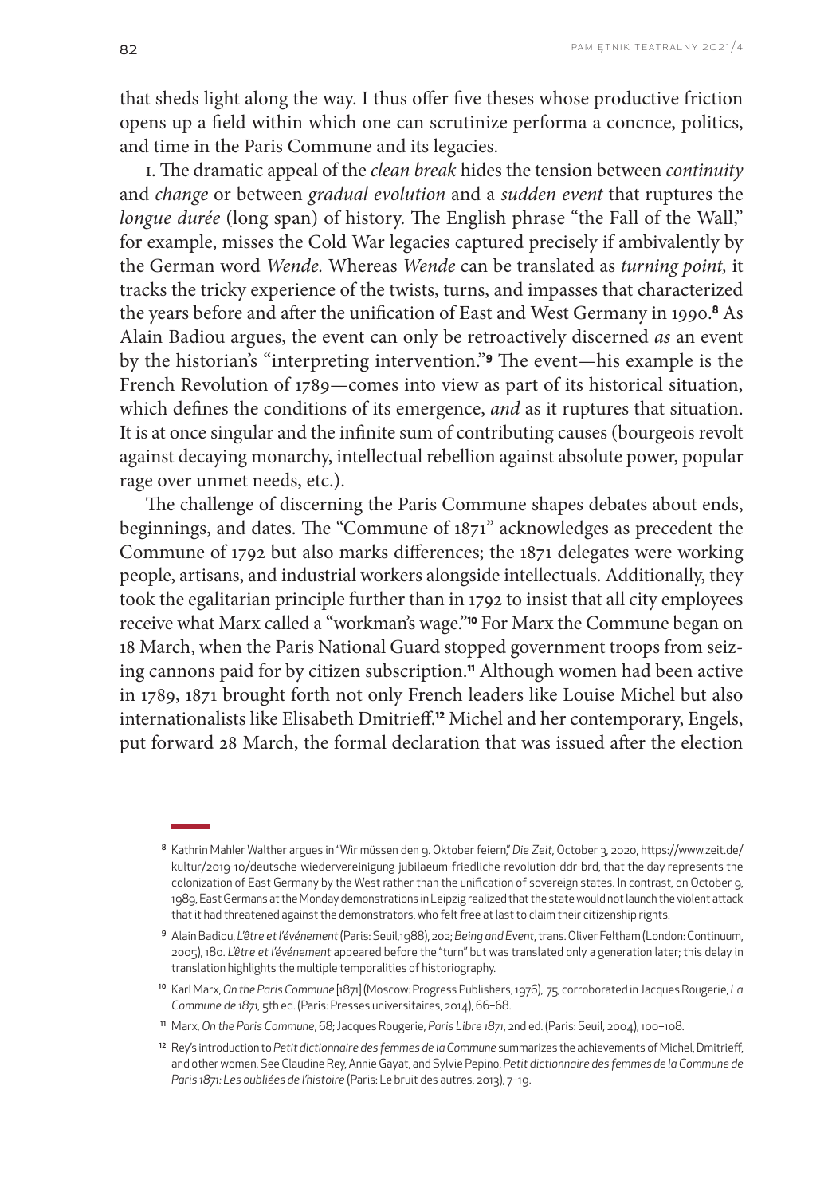that sheds light along the way. I thus offer five theses whose productive friction opens up a field within which one can scrutinize performa a concnce, politics, and time in the Paris Commune and its legacies.

1. The dramatic appeal of the *clean break* hides the tension between *continuity* and *change* or between *gradual evolution* and a *sudden event* that ruptures the *longue durée* (long span) of history. The English phrase "the Fall of the Wall," for example, misses the Cold War legacies captured precisely if ambivalently by the German word *Wende.* Whereas *Wende* can be translated as *turning point,* it tracks the tricky experience of the twists, turns, and impasses that characterized the years before and after the unification of East and West Germany in 1990.[8] As Alain Badiou argues, the event can only be retroactively discerned *as* an event by the historian's "interpreting intervention."[9] The event—his example is the French Revolution of 1789—comes into view as part of its historical situation, which defines the conditions of its emergence, *and* as it ruptures that situation. It is at once singular and the infinite sum of contributing causes (bourgeois revolt against decaying monarchy, intellectual rebellion against absolute power, popular rage over unmet needs, etc.).

The challenge of discerning the Paris Commune shapes debates about ends, beginnings, and dates. The "Commune of 1871" acknowledges as precedent the Commune of 1792 but also marks differences; the 1871 delegates were working people, artisans, and industrial workers alongside intellectuals. Additionally, they took the egalitarian principle further than in 1792 to insist that all city employees receive what Marx called a "workman's wage."[10] For Marx the Commune began on 18 March, when the Paris National Guard stopped government troops from seizing cannons paid for by citizen subscription.[11] Although women had been active in 1789, 1871 brought forth not only French leaders like Louise Michel but also internationalists like Elisabeth Dmitrieff.[12] Michel and her contemporary, Engels, put forward 28 March, the formal declaration that was issued after the election

---

[8] Kathrin Mahler Walther argues in "Wir müssen den 9. Oktober feiern," *Die Zeit,* October 3, 2020, https://www.zeit.de/kultur/2019-10/deutsche-wiedervereinigung-jubilaeum-friedliche-revolution-ddr-brd, that the day represents the colonization of East Germany by the West rather than the unification of sovereign states. In contrast, on October 9, 1989, East Germans at the Monday demonstrations in Leipzig realized that the state would not launch the violent attack that it had threatened against the demonstrators, who felt free at last to claim their citizenship rights.

[9] Alain Badiou, *L'être et l'événement* (Paris: Seuil,1988), 202; *Being and Event*, trans. Oliver Feltham (London: Continuum, 2005), 180. *L'être et l'événement* appeared before the "turn" but was translated only a generation later; this delay in translation highlights the multiple temporalities of historiography.

[10] Karl Marx, *On the Paris Commune* [1871] (Moscow: Progress Publishers, 1976), 75; corroborated in Jacques Rougerie, *La Commune de 1871*, 5th ed. (Paris: Presses universitaires, 2014), 66–68.

[11] Marx, *On the Paris Commune*, 68; Jacques Rougerie, *Paris Libre 1871*, 2nd ed. (Paris: Seuil, 2004), 100–108.

[12] Rey's introduction to *Petit dictionnaire des femmes de la Commune* summarizes the achievements of Michel, Dmitrieff, and other women. See Claudine Rey, Annie Gayat, and Sylvie Pepino, *Petit dictionnaire des femmes de la Commune de Paris 1871: Les oubliées de l'histoire* (Paris: Le bruit des autres, 2013), 7–19.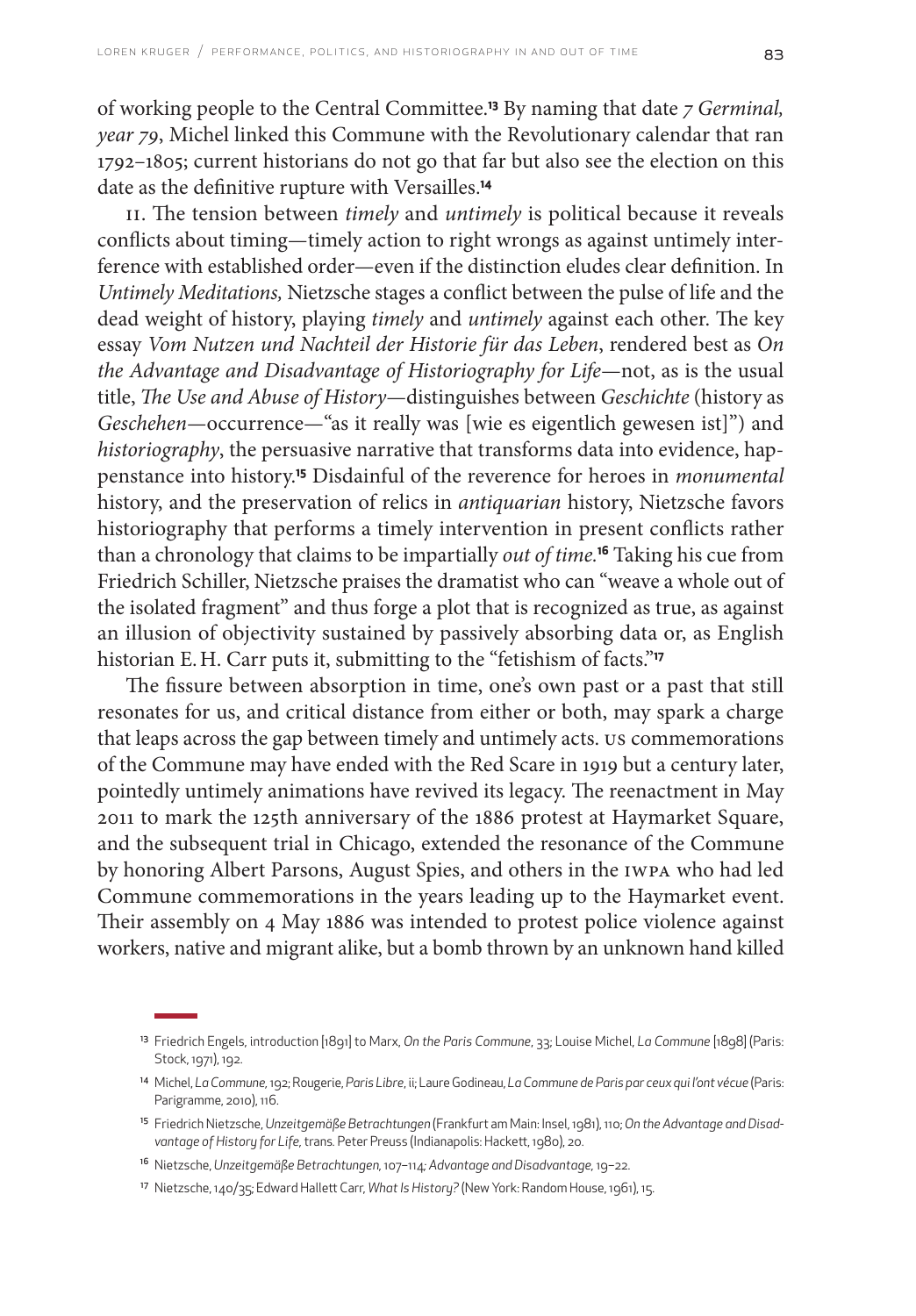of working people to the Central Committee.[13] By naming that date *7 Germinal, year 79*, Michel linked this Commune with the Revolutionary calendar that ran 1792–1805; current historians do not go that far but also see the election on this date as the definitive rupture with Versailles.[14]

II. The tension between *timely* and *untimely* is political because it reveals conflicts about timing—timely action to right wrongs as against untimely interference with established order—even if the distinction eludes clear definition. In *Untimely Meditations,* Nietzsche stages a conflict between the pulse of life and the dead weight of history, playing *timely* and *untimely* against each other. The key essay *Vom Nutzen und Nachteil der Historie für das Leben*, rendered best as *On the Advantage and Disadvantage of Historiography for Life*—not, as is the usual title, *The Use and Abuse of History*—distinguishes between *Geschichte* (history as *Geschehen*—occurrence—"as it really was [wie es eigentlich gewesen ist]") and *historiography*, the persuasive narrative that transforms data into evidence, happenstance into history.[15] Disdainful of the reverence for heroes in *monumental* history, and the preservation of relics in *antiquarian* history, Nietzsche favors historiography that performs a timely intervention in present conflicts rather than a chronology that claims to be impartially *out of time.*[16] Taking his cue from Friedrich Schiller, Nietzsche praises the dramatist who can "weave a whole out of the isolated fragment" and thus forge a plot that is recognized as true, as against an illusion of objectivity sustained by passively absorbing data or, as English historian E. H. Carr puts it, submitting to the "fetishism of facts."[17]

The fissure between absorption in time, one's own past or a past that still resonates for us, and critical distance from either or both, may spark a charge that leaps across the gap between timely and untimely acts. US commemorations of the Commune may have ended with the Red Scare in 1919 but a century later, pointedly untimely animations have revived its legacy. The reenactment in May 2011 to mark the 125th anniversary of the 1886 protest at Haymarket Square, and the subsequent trial in Chicago, extended the resonance of the Commune by honoring Albert Parsons, August Spies, and others in the IWPA who had led Commune commemorations in the years leading up to the Haymarket event. Their assembly on 4 May 1886 was intended to protest police violence against workers, native and migrant alike, but a bomb thrown by an unknown hand killed

---

[13] Friedrich Engels, introduction [1891] to Marx, *On the Paris Commune*, 33; Louise Michel, *La Commune* [1898] (Paris: Stock, 1971), 192.

[14] Michel, *La Commune,* 192; Rougerie, *Paris Libre*, ii; Laure Godineau, *La Commune de Paris par ceux qui l'ont vécue* (Paris: Parigramme, 2010), 116.

[15] Friedrich Nietzsche, *Unzeitgemäße Betrachtungen* (Frankfurt am Main: Insel, 1981), 110; *On the Advantage and Disadvantage of History for Life,* trans. Peter Preuss (Indianapolis: Hackett, 1980), 20.

[16] Nietzsche, *Unzeitgemäße Betrachtungen,* 107–114; *Advantage and Disadvantage,* 19–22.

[17] Nietzsche, 140/35; Edward Hallett Carr, *What Is History?* (New York: Random House, 1961), 15.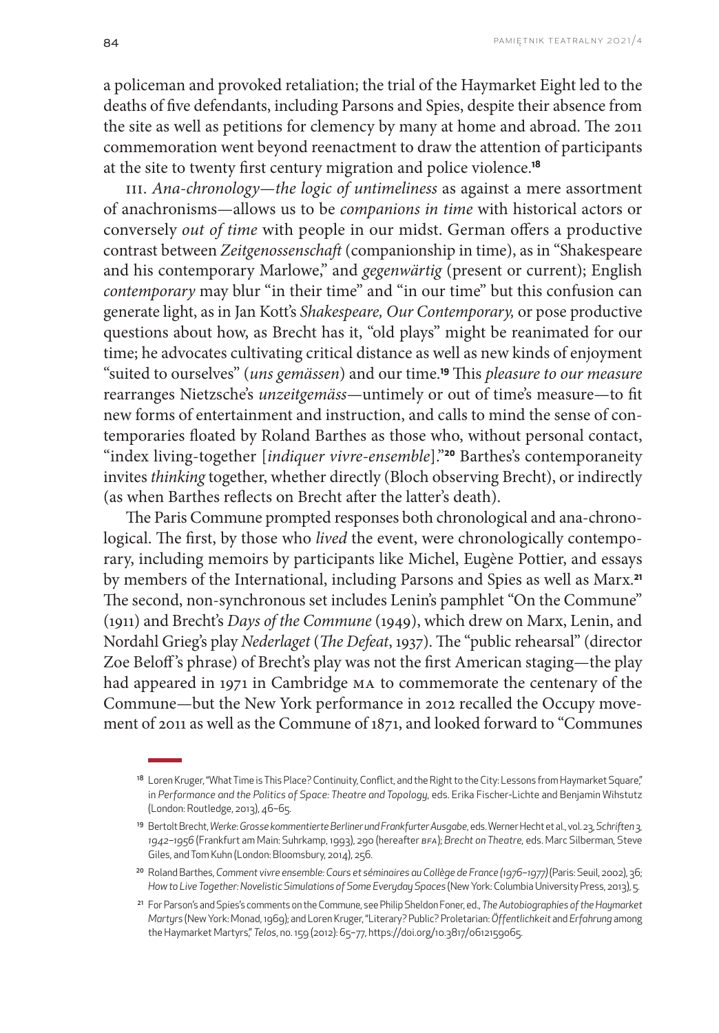a policeman and provoked retaliation; the trial of the Haymarket Eight led to the deaths of five defendants, including Parsons and Spies, despite their absence from the site as well as petitions for clemency by many at home and abroad. The 2011 commemoration went beyond reenactment to draw the attention of participants at the site to twenty first century migration and police violence.[18]

III. *Ana-chronology—the logic of untimeliness* as against a mere assortment of anachronisms—allows us to be *companions in time* with historical actors or conversely *out of time* with people in our midst. German offers a productive contrast between *Zeitgenossenschaft* (companionship in time), as in "Shakespeare and his contemporary Marlowe," and *gegenwärtig* (present or current); English *contemporary* may blur "in their time" and "in our time" but this confusion can generate light, as in Jan Kott's *Shakespeare, Our Contemporary,* or pose productive questions about how, as Brecht has it, "old plays" might be reanimated for our time; he advocates cultivating critical distance as well as new kinds of enjoyment "suited to ourselves" (*uns gemässen*) and our time.[19] This *pleasure to our measure* rearranges Nietzsche's *unzeitgemäss*—untimely or out of time's measure—to fit new forms of entertainment and instruction, and calls to mind the sense of contemporaries floated by Roland Barthes as those who, without personal contact, "index living-together [*indiquer vivre-ensemble*]."[20] Barthes's contemporaneity invites *thinking* together, whether directly (Bloch observing Brecht), or indirectly (as when Barthes reflects on Brecht after the latter's death).

The Paris Commune prompted responses both chronological and ana-chronological. The first, by those who *lived* the event, were chronologically contemporary, including memoirs by participants like Michel, Eugène Pottier, and essays by members of the International, including Parsons and Spies as well as Marx.[21] The second, non-synchronous set includes Lenin's pamphlet "On the Commune" (1911) and Brecht's *Days of the Commune* (1949), which drew on Marx, Lenin, and Nordahl Grieg's play *Nederlaget* (*The Defeat*, 1937). The "public rehearsal" (director Zoe Beloff's phrase) of Brecht's play was not the first American staging—the play had appeared in 1971 in Cambridge MA to commemorate the centenary of the Commune—but the New York performance in 2012 recalled the Occupy movement of 2011 as well as the Commune of 1871, and looked forward to "Communes

---

[18] Loren Kruger, "What Time is This Place? Continuity, Conflict, and the Right to the City: Lessons from Haymarket Square," in *Performance and the Politics of Space: Theatre and Topology*, eds. Erika Fischer-Lichte and Benjamin Wihstutz (London: Routledge, 2013), 46–65.

[19] Bertolt Brecht, *Werke: Grosse kommentierte Berliner und Frankfurter Ausgabe*, eds. Werner Hecht et al., vol. 23, *Schriften 3, 1942–1956* (Frankfurt am Main: Suhrkamp, 1993), 290 (hereafter BFA); *Brecht on Theatre,* eds. Marc Silberman, Steve Giles, and Tom Kuhn (London: Bloomsbury, 2014), 256.

[20] Roland Barthes, *Comment vivre ensemble: Cours et séminaires au Collège de France (1976–1977)* (Paris: Seuil, 2002), 36; *How to Live Together: Novelistic Simulations of Some Everyday Spaces* (New York: Columbia University Press, 2013), 5.

[21] For Parson's and Spies's comments on the Commune, see Philip Sheldon Foner, ed., *The Autobiographies of the Haymarket Martyrs* (New York: Monad, 1969); and Loren Kruger, "Literary? Public? Proletarian: *Öffentlichkeit* and *Erfahrung* among the Haymarket Martyrs," *Telos*, no. 159 (2012): 65–77, https://doi.org/10.3817/0612159065.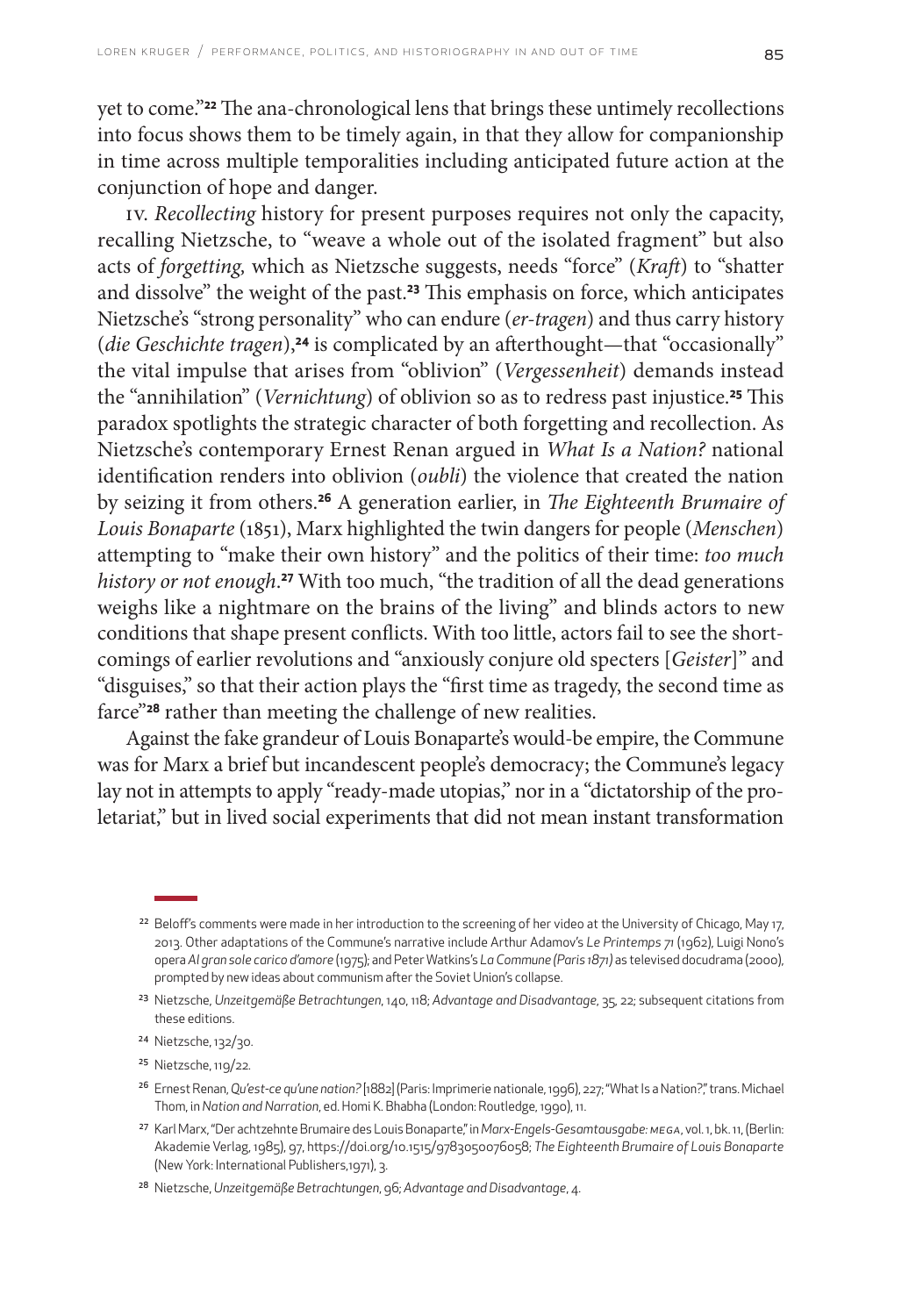yet to come."[22] The ana-chronological lens that brings these untimely recollections into focus shows them to be timely again, in that they allow for companionship in time across multiple temporalities including anticipated future action at the conjunction of hope and danger.

IV. *Recollecting* history for present purposes requires not only the capacity, recalling Nietzsche, to "weave a whole out of the isolated fragment" but also acts of *forgetting,* which as Nietzsche suggests, needs "force" (*Kraft*) to "shatter and dissolve" the weight of the past.[23] This emphasis on force, which anticipates Nietzsche's "strong personality" who can endure (*er-tragen*) and thus carry history (*die Geschichte tragen*),[24] is complicated by an afterthought—that "occasionally" the vital impulse that arises from "oblivion" (*Vergessenheit*) demands instead the "annihilation" (*Vernichtung*) of oblivion so as to redress past injustice.[25] This paradox spotlights the strategic character of both forgetting and recollection. As Nietzsche's contemporary Ernest Renan argued in *What Is a Nation?* national identification renders into oblivion (*oubli*) the violence that created the nation by seizing it from others.[26] A generation earlier, in *The Eighteenth Brumaire of Louis Bonaparte* (1851), Marx highlighted the twin dangers for people (*Menschen*) attempting to "make their own history" and the politics of their time: *too much history or not enough*.[27] With too much, "the tradition of all the dead generations weighs like a nightmare on the brains of the living" and blinds actors to new conditions that shape present conflicts. With too little, actors fail to see the shortcomings of earlier revolutions and "anxiously conjure old specters [*Geister*]" and "disguises," so that their action plays the "first time as tragedy, the second time as farce"[28] rather than meeting the challenge of new realities.

Against the fake grandeur of Louis Bonaparte's would-be empire, the Commune was for Marx a brief but incandescent people's democracy; the Commune's legacy lay not in attempts to apply "ready-made utopias," nor in a "dictatorship of the proletariat," but in lived social experiments that did not mean instant transformation

---

[22] Beloff's comments were made in her introduction to the screening of her video at the University of Chicago, May 17, 2013. Other adaptations of the Commune's narrative include Arthur Adamov's *Le Printemps 71* (1962), Luigi Nono's opera *Al gran sole carico d'amore* (1975); and Peter Watkins's *La Commune (Paris 1871)* as televised docudrama (2000), prompted by new ideas about communism after the Soviet Union's collapse.

[23] Nietzsche, *Unzeitgemäße Betrachtungen*, 140, 118; *Advantage and Disadvantage*, 35, 22; subsequent citations from these editions.

[24] Nietzsche, 132/30.

[25] Nietzsche, 119/22.

[26] Ernest Renan, *Qu'est-ce qu'une nation?* [1882] (Paris: Imprimerie nationale, 1996), 227; "What Is a Nation?," trans. Michael Thom, in *Nation and Narration*, ed. Homi K. Bhabha (London: Routledge, 1990), 11.

[27] Karl Marx, "Der achtzehnte Brumaire des Louis Bonaparte," in *Marx-Engels-Gesamtausgabe: MEGA*, vol. 1, bk. 11, (Berlin: Akademie Verlag, 1985), 97, https://doi.org/10.1515/9783050076058; *The Eighteenth Brumaire of Louis Bonaparte* (New York: International Publishers,1971), 3.

[28] Nietzsche, *Unzeitgemäße Betrachtungen*, 96; *Advantage and Disadvantage*, 4.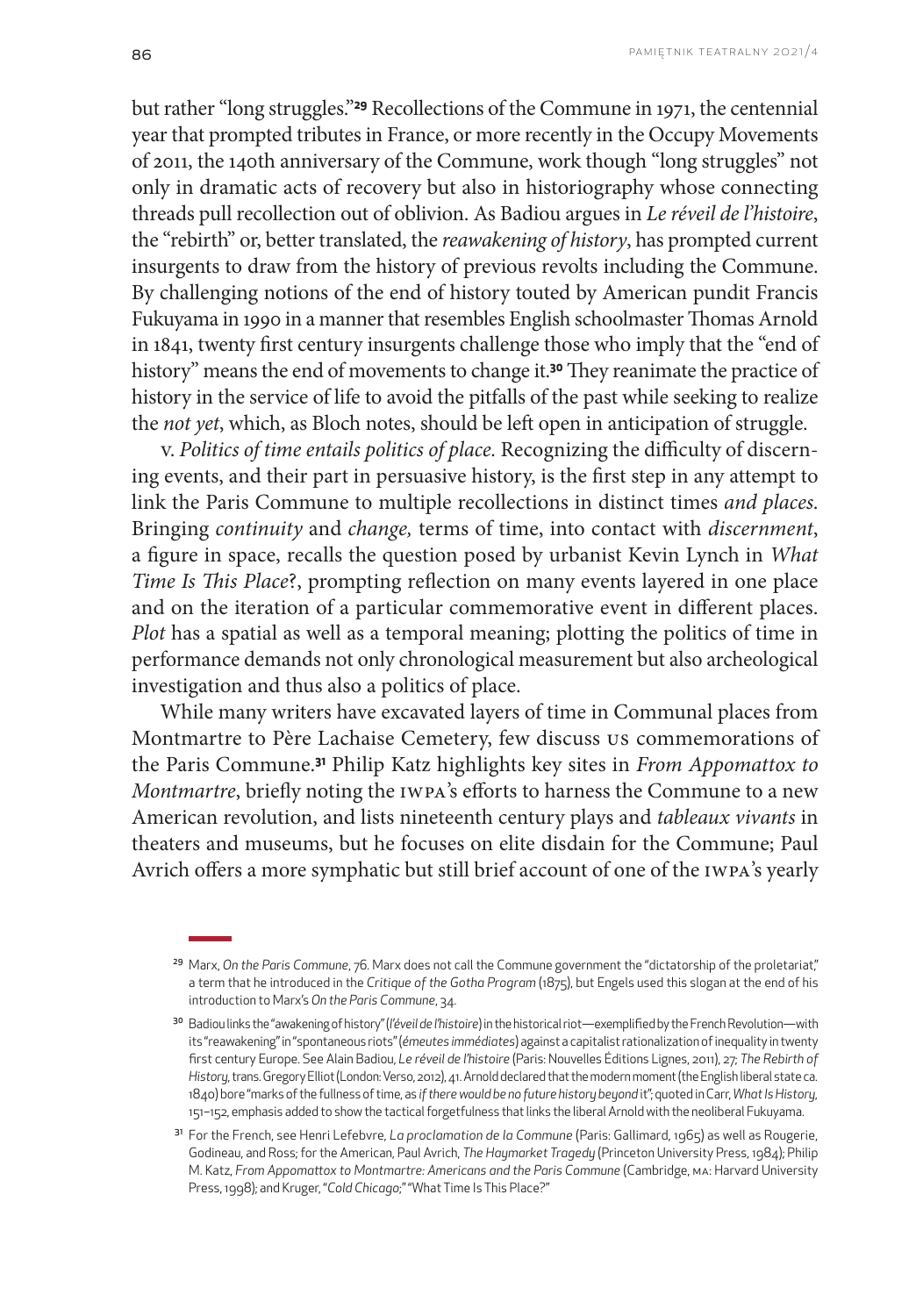but rather "long struggles."[29] Recollections of the Commune in 1971, the centennial year that prompted tributes in France, or more recently in the Occupy Movements of 2011, the 140th anniversary of the Commune, work though "long struggles" not only in dramatic acts of recovery but also in historiography whose connecting threads pull recollection out of oblivion. As Badiou argues in *Le réveil de l'histoire*, the "rebirth" or, better translated, the *reawakening of history*, has prompted current insurgents to draw from the history of previous revolts including the Commune. By challenging notions of the end of history touted by American pundit Francis Fukuyama in 1990 in a manner that resembles English schoolmaster Thomas Arnold in 1841, twenty first century insurgents challenge those who imply that the "end of history" means the end of movements to change it.[30] They reanimate the practice of history in the service of life to avoid the pitfalls of the past while seeking to realize the *not yet*, which, as Bloch notes, should be left open in anticipation of struggle.

V. *Politics of time entails politics of place.* Recognizing the difficulty of discerning events, and their part in persuasive history, is the first step in any attempt to link the Paris Commune to multiple recollections in distinct times *and places*. Bringing *continuity* and *change,* terms of time, into contact with *discernment*, a figure in space, recalls the question posed by urbanist Kevin Lynch in *What Time Is This Place*?, prompting reflection on many events layered in one place and on the iteration of a particular commemorative event in different places. *Plot* has a spatial as well as a temporal meaning; plotting the politics of time in performance demands not only chronological measurement but also archeological investigation and thus also a politics of place.

While many writers have excavated layers of time in Communal places from Montmartre to Père Lachaise Cemetery, few discuss US commemorations of the Paris Commune.[31] Philip Katz highlights key sites in *From Appomattox to Montmartre*, briefly noting the IWPA's efforts to harness the Commune to a new American revolution, and lists nineteenth century plays and *tableaux vivants* in theaters and museums, but he focuses on elite disdain for the Commune; Paul Avrich offers a more symphatic but still brief account of one of the IWPA's yearly

---

[29] Marx, *On the Paris Commune*, 76. Marx does not call the Commune government the "dictatorship of the proletariat," a term that he introduced in the *Critique of the Gotha Program* (1875), but Engels used this slogan at the end of his introduction to Marx's *On the Paris Commune*, 34.

[30] Badiou links the "awakening of history" (*l'éveil de l'histoire*) in the historical riot—exemplified by the French Revolution—with its "reawakening" in "spontaneous riots" (*émeutes immédiates*) against a capitalist rationalization of inequality in twenty first century Europe. See Alain Badiou, *Le réveil de l'histoire* (Paris: Nouvelles Éditions Lignes, 2011), 27; *The Rebirth of History*, trans. Gregory Elliot (London: Verso, 2012), 41. Arnold declared that the modern moment (the English liberal state ca. 1840) bore "marks of the fullness of time, as *if there would be no future history beyond* it"; quoted in Carr, *What Is History*, 151–152, emphasis added to show the tactical forgetfulness that links the liberal Arnold with the neoliberal Fukuyama.

[31] For the French, see Henri Lefebvre, *La proclamation de la Commune* (Paris: Gallimard, 1965) as well as Rougerie, Godineau, and Ross; for the American, Paul Avrich, *The Haymarket Tragedy* (Princeton University Press, 1984); Philip M. Katz, *From Appomattox to Montmartre: Americans and the Paris Commune* (Cambridge, MA: Harvard University Press, 1998); and Kruger, "*Cold Chicago*;" "What Time Is This Place?"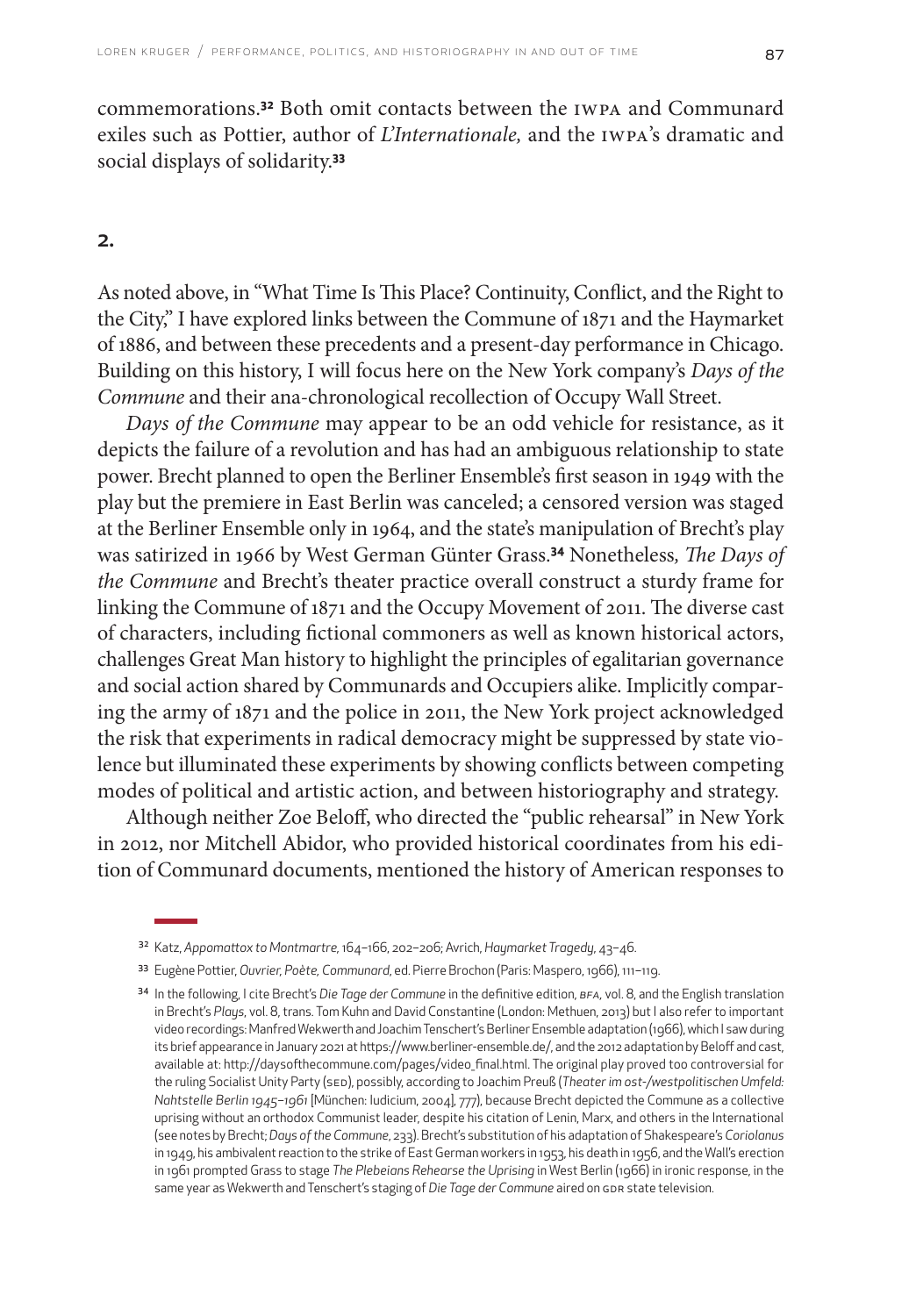commemorations.[32] Both omit contacts between the IWPA and Communard exiles such as Pottier, author of *L'Internationale,* and the IWPA's dramatic and social displays of solidarity.[33]

## 2.

As noted above, in "What Time Is This Place? Continuity, Conflict, and the Right to the City," I have explored links between the Commune of 1871 and the Haymarket of 1886, and between these precedents and a present-day performance in Chicago. Building on this history, I will focus here on the New York company's *Days of the Commune* and their ana-chronological recollection of Occupy Wall Street.

*Days of the Commune* may appear to be an odd vehicle for resistance, as it depicts the failure of a revolution and has had an ambiguous relationship to state power. Brecht planned to open the Berliner Ensemble's first season in 1949 with the play but the premiere in East Berlin was canceled; a censored version was staged at the Berliner Ensemble only in 1964, and the state's manipulation of Brecht's play was satirized in 1966 by West German Günter Grass.[34] Nonetheless, *The Days of the Commune* and Brecht's theater practice overall construct a sturdy frame for linking the Commune of 1871 and the Occupy Movement of 2011. The diverse cast of characters, including fictional commoners as well as known historical actors, challenges Great Man history to highlight the principles of egalitarian governance and social action shared by Communards and Occupiers alike. Implicitly comparing the army of 1871 and the police in 2011, the New York project acknowledged the risk that experiments in radical democracy might be suppressed by state violence but illuminated these experiments by showing conflicts between competing modes of political and artistic action, and between historiography and strategy.

Although neither Zoe Beloff, who directed the "public rehearsal" in New York in 2012, nor Mitchell Abidor, who provided historical coordinates from his edition of Communard documents, mentioned the history of American responses to

---

[32] Katz, *Appomattox to Montmartre*, 164–166, 202–206; Avrich, *Haymarket Tragedy*, 43–46.

[33] Eugène Pottier, *Ouvrier, Poète, Communard*, ed. Pierre Brochon (Paris: Maspero, 1966), 111–119.

[34] In the following, I cite Brecht's *Die Tage der Commune* in the definitive edition, BFA, vol. 8, and the English translation in Brecht's *Plays*, vol. 8, trans. Tom Kuhn and David Constantine (London: Methuen, 2013) but I also refer to important video recordings: Manfred Wekwerth and Joachim Tenschert's Berliner Ensemble adaptation (1966), which I saw during its brief appearance in January 2021 at https://www.berliner-ensemble.de/, and the 2012 adaptation by Beloff and cast, available at: http://daysofthecommune.com/pages/video_final.html. The original play proved too controversial for the ruling Socialist Unity Party (SED), possibly, according to Joachim Preuß (*Theater im ost-/westpolitischen Umfeld: Nahtstelle Berlin 1945–1961* [München: Iudicium, 2004], 777), because Brecht depicted the Commune as a collective uprising without an orthodox Communist leader, despite his citation of Lenin, Marx, and others in the International (see notes by Brecht; *Days of the Commune*, 233). Brecht's substitution of his adaptation of Shakespeare's *Coriolanus* in 1949, his ambivalent reaction to the strike of East German workers in 1953, his death in 1956, and the Wall's erection in 1961 prompted Grass to stage *The Plebeians Rehearse the Uprising* in West Berlin (1966) in ironic response, in the same year as Wekwerth and Tenschert's staging of *Die Tage der Commune* aired on GDR state television.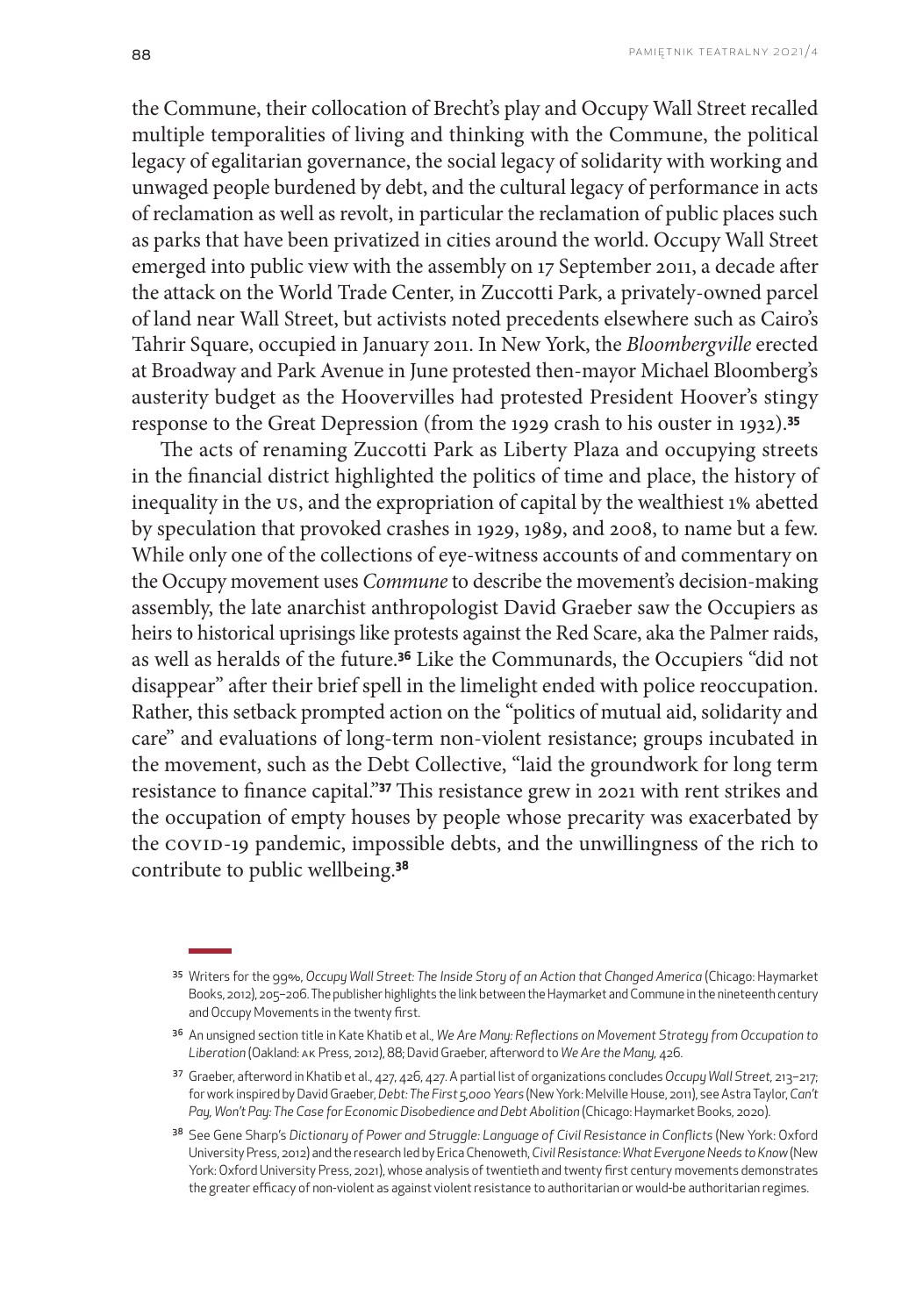the Commune, their collocation of Brecht's play and Occupy Wall Street recalled multiple temporalities of living and thinking with the Commune, the political legacy of egalitarian governance, the social legacy of solidarity with working and unwaged people burdened by debt, and the cultural legacy of performance in acts of reclamation as well as revolt, in particular the reclamation of public places such as parks that have been privatized in cities around the world. Occupy Wall Street emerged into public view with the assembly on 17 September 2011, a decade after the attack on the World Trade Center, in Zuccotti Park, a privately-owned parcel of land near Wall Street, but activists noted precedents elsewhere such as Cairo's Tahrir Square, occupied in January 2011. In New York, the *Bloombergville* erected at Broadway and Park Avenue in June protested then-mayor Michael Bloomberg's austerity budget as the Hoovervilles had protested President Hoover's stingy response to the Great Depression (from the 1929 crash to his ouster in 1932).[35]

The acts of renaming Zuccotti Park as Liberty Plaza and occupying streets in the financial district highlighted the politics of time and place, the history of inequality in the US, and the expropriation of capital by the wealthiest 1% abetted by speculation that provoked crashes in 1929, 1989, and 2008, to name but a few. While only one of the collections of eye-witness accounts of and commentary on the Occupy movement uses *Commune* to describe the movement's decision-making assembly, the late anarchist anthropologist David Graeber saw the Occupiers as heirs to historical uprisings like protests against the Red Scare, aka the Palmer raids, as well as heralds of the future.[36] Like the Communards, the Occupiers "did not disappear" after their brief spell in the limelight ended with police reoccupation. Rather, this setback prompted action on the "politics of mutual aid, solidarity and care" and evaluations of long-term non-violent resistance; groups incubated in the movement, such as the Debt Collective, "laid the groundwork for long term resistance to finance capital."[37] This resistance grew in 2021 with rent strikes and the occupation of empty houses by people whose precarity was exacerbated by the COVID-19 pandemic, impossible debts, and the unwillingness of the rich to contribute to public wellbeing.[38]

---

[35] Writers for the 99%, *Occupy Wall Street: The Inside Story of an Action that Changed America* (Chicago: Haymarket Books, 2012), 205–206. The publisher highlights the link between the Haymarket and Commune in the nineteenth century and Occupy Movements in the twenty first.

[36] An unsigned section title in Kate Khatib et al., *We Are Many: Reflections on Movement Strategy from Occupation to Liberation* (Oakland: AK Press, 2012), 88; David Graeber, afterword to *We Are the Many*, 426.

[37] Graeber, afterword in Khatib et al., 427, 426, 427. A partial list of organizations concludes *Occupy Wall Street*, 213–217; for work inspired by David Graeber, *Debt: The First 5,000 Years* (New York: Melville House, 2011), see Astra Taylor, *Can't Pay, Won't Pay: The Case for Economic Disobedience and Debt Abolition* (Chicago: Haymarket Books, 2020).

[38] See Gene Sharp's *Dictionary of Power and Struggle: Language of Civil Resistance in Conflicts* (New York: Oxford University Press, 2012) and the research led by Erica Chenoweth, *Civil Resistance: What Everyone Needs to Know* (New York: Oxford University Press, 2021), whose analysis of twentieth and twenty first century movements demonstrates the greater efficacy of non-violent as against violent resistance to authoritarian or would-be authoritarian regimes.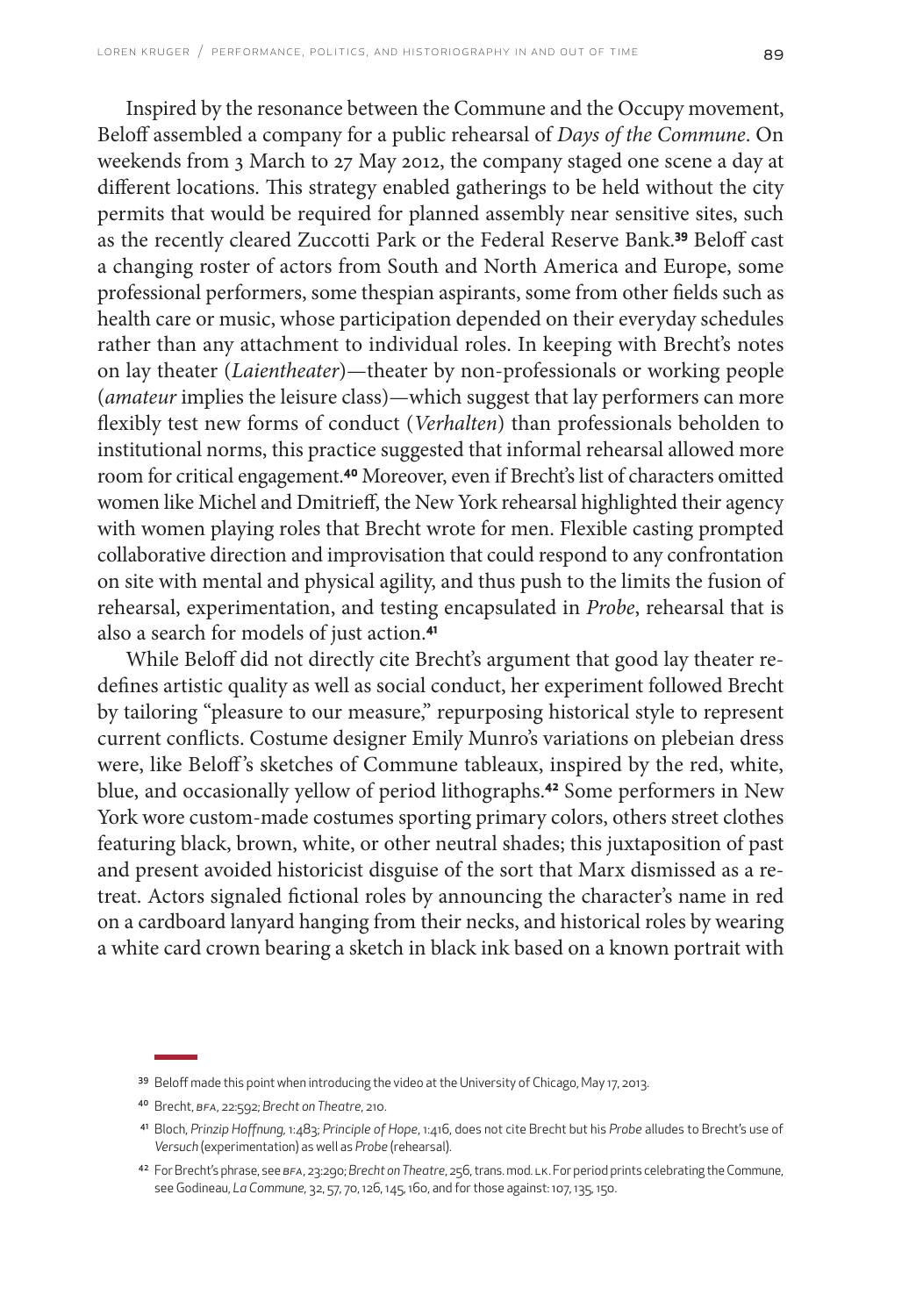Inspired by the resonance between the Commune and the Occupy movement, Beloff assembled a company for a public rehearsal of *Days of the Commune*. On weekends from 3 March to 27 May 2012, the company staged one scene a day at different locations. This strategy enabled gatherings to be held without the city permits that would be required for planned assembly near sensitive sites, such as the recently cleared Zuccotti Park or the Federal Reserve Bank.[39] Beloff cast a changing roster of actors from South and North America and Europe, some professional performers, some thespian aspirants, some from other fields such as health care or music, whose participation depended on their everyday schedules rather than any attachment to individual roles. In keeping with Brecht's notes on lay theater (*Laientheater*)—theater by non-professionals or working people (*amateur* implies the leisure class)—which suggest that lay performers can more flexibly test new forms of conduct (*Verhalten*) than professionals beholden to institutional norms, this practice suggested that informal rehearsal allowed more room for critical engagement.[40] Moreover, even if Brecht's list of characters omitted women like Michel and Dmitrieff, the New York rehearsal highlighted their agency with women playing roles that Brecht wrote for men. Flexible casting prompted collaborative direction and improvisation that could respond to any confrontation on site with mental and physical agility, and thus push to the limits the fusion of rehearsal, experimentation, and testing encapsulated in *Probe*, rehearsal that is also a search for models of just action.[41]

While Beloff did not directly cite Brecht's argument that good lay theater redefines artistic quality as well as social conduct, her experiment followed Brecht by tailoring "pleasure to our measure," repurposing historical style to represent current conflicts. Costume designer Emily Munro's variations on plebeian dress were, like Beloff's sketches of Commune tableaux, inspired by the red, white, blue, and occasionally yellow of period lithographs.[42] Some performers in New York wore custom-made costumes sporting primary colors, others street clothes featuring black, brown, white, or other neutral shades; this juxtaposition of past and present avoided historicist disguise of the sort that Marx dismissed as a retreat. Actors signaled fictional roles by announcing the character's name in red on a cardboard lanyard hanging from their necks, and historical roles by wearing a white card crown bearing a sketch in black ink based on a known portrait with

---

[39] Beloff made this point when introducing the video at the University of Chicago, May 17, 2013.

[40] Brecht, BFA, 22:592; *Brecht on Theatre*, 210.

[41] Bloch, *Prinzip Hoffnung*, 1:483; *Principle of Hope*, 1:416, does not cite Brecht but his *Probe* alludes to Brecht's use of *Versuch* (experimentation) as well as *Probe* (rehearsal).

[42] For Brecht's phrase, see BFA, 23:290; *Brecht on Theatre*, 256, trans. mod. LK. For period prints celebrating the Commune, see Godineau, *La Commune*, 32, 57, 70, 126, 145, 160, and for those against: 107, 135, 150.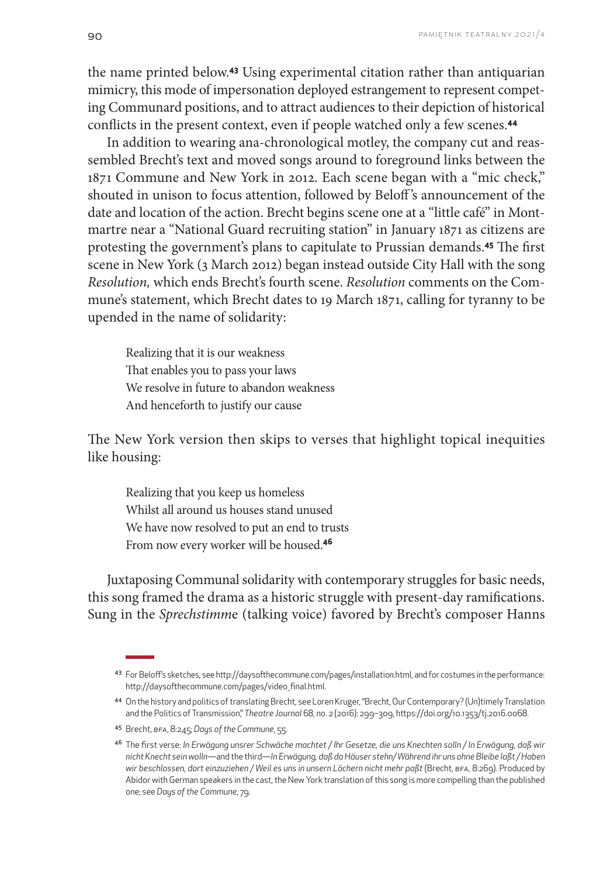the name printed below.[43] Using experimental citation rather than antiquarian mimicry, this mode of impersonation deployed estrangement to represent competing Communard positions, and to attract audiences to their depiction of historical conflicts in the present context, even if people watched only a few scenes.[44]

In addition to wearing ana-chronological motley, the company cut and reassembled Brecht's text and moved songs around to foreground links between the 1871 Commune and New York in 2012. Each scene began with a "mic check," shouted in unison to focus attention, followed by Beloff's announcement of the date and location of the action. Brecht begins scene one at a "little café" in Montmartre near a "National Guard recruiting station" in January 1871 as citizens are protesting the government's plans to capitulate to Prussian demands.[45] The first scene in New York (3 March 2012) began instead outside City Hall with the song *Resolution,* which ends Brecht's fourth scene. *Resolution* comments on the Commune's statement, which Brecht dates to 19 March 1871, calling for tyranny to be upended in the name of solidarity:

> Realizing that it is our weakness
> That enables you to pass your laws
> We resolve in future to abandon weakness
> And henceforth to justify our cause

The New York version then skips to verses that highlight topical inequities like housing:

> Realizing that you keep us homeless
> Whilst all around us houses stand unused
> We have now resolved to put an end to trusts
> From now every worker will be housed.[46]

Juxtaposing Communal solidarity with contemporary struggles for basic needs, this song framed the drama as a historic struggle with present-day ramifications. Sung in the *Sprechstimme* (talking voice) favored by Brecht's composer Hanns

---

[43] For Beloff's sketches, see http://daysofthecommune.com/pages/installation.html, and for costumes in the performance: http://daysofthecommune.com/pages/video_final.html.

[44] On the history and politics of translating Brecht, see Loren Kruger, "Brecht, Our Contemporary? (Un)timely Translation and the Politics of Transmission," *Theatre Journal* 68, no. 2 (2016): 299–309, https://doi.org/10.1353/tj.2016.0068.

[45] Brecht, BFA, 8:245; *Days of the Commune*, 55.

[46] The first verse: *In Erwägung unsrer Schwäche machtet / Ihr Gesetze, die uns Knechten solln / In Erwägung, daß wir nicht Knecht sein wolln*—and the third—*In Erwägung, daß da Häuser stehn/ Während ihr uns ohne Bleibe laßt / Haben wir beschlossen, dort einzuziehen / Weil es uns in unsern Löchern nicht mehr paßt* (Brecht, BFA, 8:269). Produced by Abidor with German speakers in the cast, the New York translation of this song is more compelling than the published one; see *Days of the Commune*, 79.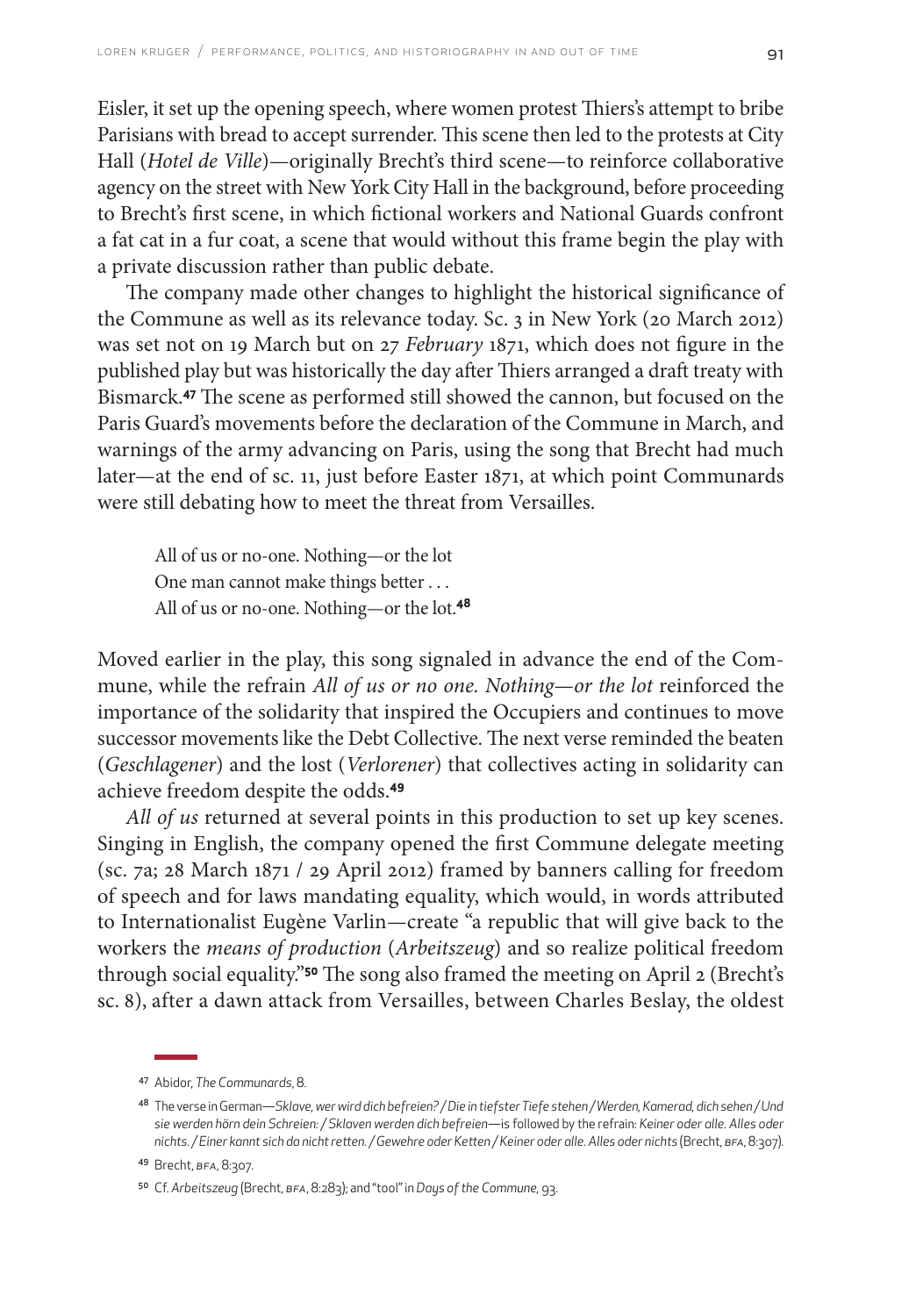Eisler, it set up the opening speech, where women protest Thiers's attempt to bribe Parisians with bread to accept surrender. This scene then led to the protests at City Hall (*Hotel de Ville*)—originally Brecht's third scene—to reinforce collaborative agency on the street with New York City Hall in the background, before proceeding to Brecht's first scene, in which fictional workers and National Guards confront a fat cat in a fur coat, a scene that would without this frame begin the play with a private discussion rather than public debate.

The company made other changes to highlight the historical significance of the Commune as well as its relevance today. Sc. 3 in New York (20 March 2012) was set not on 19 March but on 27 *February* 1871, which does not figure in the published play but was historically the day after Thiers arranged a draft treaty with Bismarck.[47] The scene as performed still showed the cannon, but focused on the Paris Guard's movements before the declaration of the Commune in March, and warnings of the army advancing on Paris, using the song that Brecht had much later—at the end of sc. 11, just before Easter 1871, at which point Communards were still debating how to meet the threat from Versailles.

> All of us or no-one. Nothing—or the lot
> One man cannot make things better . . .
> All of us or no-one. Nothing—or the lot.[48]

Moved earlier in the play, this song signaled in advance the end of the Commune, while the refrain *All of us or no one. Nothing—or the lot* reinforced the importance of the solidarity that inspired the Occupiers and continues to move successor movements like the Debt Collective. The next verse reminded the beaten (*Geschlagener*) and the lost (*Verlorener*) that collectives acting in solidarity can achieve freedom despite the odds.[49]

*All of us* returned at several points in this production to set up key scenes. Singing in English, the company opened the first Commune delegate meeting (sc. 7a; 28 March 1871 / 29 April 2012) framed by banners calling for freedom of speech and for laws mandating equality, which would, in words attributed to Internationalist Eugène Varlin—create "a republic that will give back to the workers the *means of production* (*Arbeitszeug*) and so realize political freedom through social equality."[50] The song also framed the meeting on April 2 (Brecht's sc. 8), after a dawn attack from Versailles, between Charles Beslay, the oldest

---

[47] Abidor, *The Communards*, 8.

[48] The verse in German—*Sklave, wer wird dich befreien? / Die in tiefster Tiefe stehen / Werden, Kamerad, dich sehen / Und sie werden hörn dein Schreien: / Sklaven werden dich befreien*—is followed by the refrain: *Keiner oder alle. Alles oder nichts. / Einer kannt sich da nicht retten. / Gewehre oder Ketten / Keiner oder alle. Alles oder nichts* (Brecht, BFA, 8:307).

[49] Brecht, BFA, 8:307.

[50] Cf. *Arbeitszeug* (Brecht, BFA, 8:283); and "tool" in *Days of the Commune*, 93.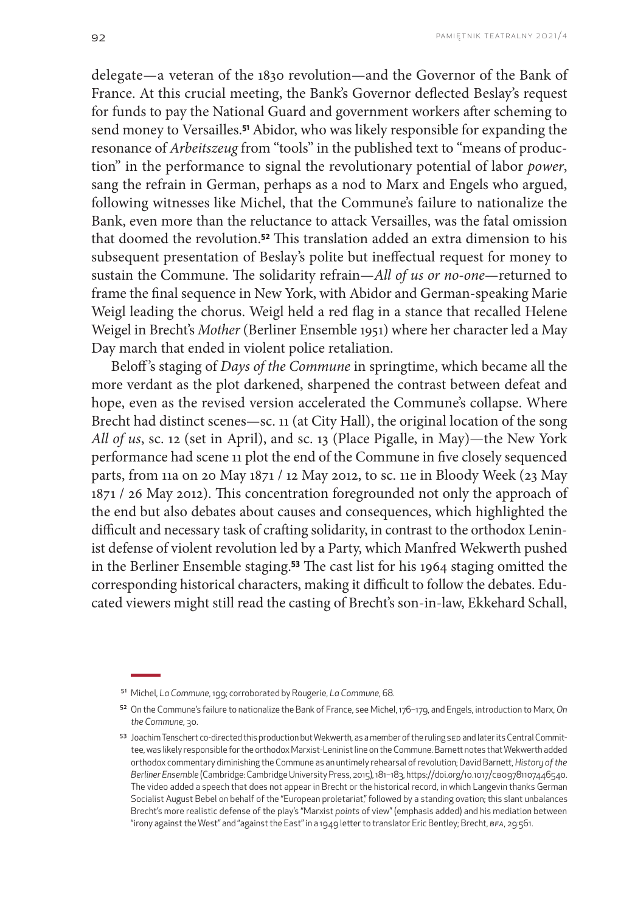delegate—a veteran of the 1830 revolution—and the Governor of the Bank of France. At this crucial meeting, the Bank's Governor deflected Beslay's request for funds to pay the National Guard and government workers after scheming to send money to Versailles.[51] Abidor, who was likely responsible for expanding the resonance of *Arbeitszeug* from "tools" in the published text to "means of production" in the performance to signal the revolutionary potential of labor *power*, sang the refrain in German, perhaps as a nod to Marx and Engels who argued, following witnesses like Michel, that the Commune's failure to nationalize the Bank, even more than the reluctance to attack Versailles, was the fatal omission that doomed the revolution.[52] This translation added an extra dimension to his subsequent presentation of Beslay's polite but ineffectual request for money to sustain the Commune. The solidarity refrain—*All of us or no-one*—returned to frame the final sequence in New York, with Abidor and German-speaking Marie Weigl leading the chorus. Weigl held a red flag in a stance that recalled Helene Weigel in Brecht's *Mother* (Berliner Ensemble 1951) where her character led a May Day march that ended in violent police retaliation.

Beloff's staging of *Days of the Commune* in springtime, which became all the more verdant as the plot darkened, sharpened the contrast between defeat and hope, even as the revised version accelerated the Commune's collapse. Where Brecht had distinct scenes—sc. 11 (at City Hall), the original location of the song *All of us*, sc. 12 (set in April), and sc. 13 (Place Pigalle, in May)—the New York performance had scene 11 plot the end of the Commune in five closely sequenced parts, from 11a on 20 May 1871 / 12 May 2012, to sc. 11e in Bloody Week (23 May 1871 / 26 May 2012). This concentration foregrounded not only the approach of the end but also debates about causes and consequences, which highlighted the difficult and necessary task of crafting solidarity, in contrast to the orthodox Leninist defense of violent revolution led by a Party, which Manfred Wekwerth pushed in the Berliner Ensemble staging.[53] The cast list for his 1964 staging omitted the corresponding historical characters, making it difficult to follow the debates. Educated viewers might still read the casting of Brecht's son-in-law, Ekkehard Schall,

---

[51] Michel, *La Commune*, 199; corroborated by Rougerie, *La Commune*, 68.

[52] On the Commune's failure to nationalize the Bank of France, see Michel, 176–179, and Engels, introduction to Marx, *On the Commune*, 30.

[53] Joachim Tenschert co-directed this production but Wekwerth, as a member of the ruling SED and later its Central Committee, was likely responsible for the orthodox Marxist-Leninist line on the Commune. Barnett notes that Wekwerth added orthodox commentary diminishing the Commune as an untimely rehearsal of revolution; David Barnett, *History of the Berliner Ensemble* (Cambridge: Cambridge University Press, 2015), 181–183, https://doi.org/10.1017/CBO9781107446540. The video added a speech that does not appear in Brecht or the historical record, in which Langevin thanks German Socialist August Bebel on behalf of the "European proletariat," followed by a standing ovation; this slant unbalances Brecht's more realistic defense of the play's "Marxist *points* of view" (emphasis added) and his mediation between "irony against the West" and "against the East" in a 1949 letter to translator Eric Bentley; Brecht, BFA, 29:561.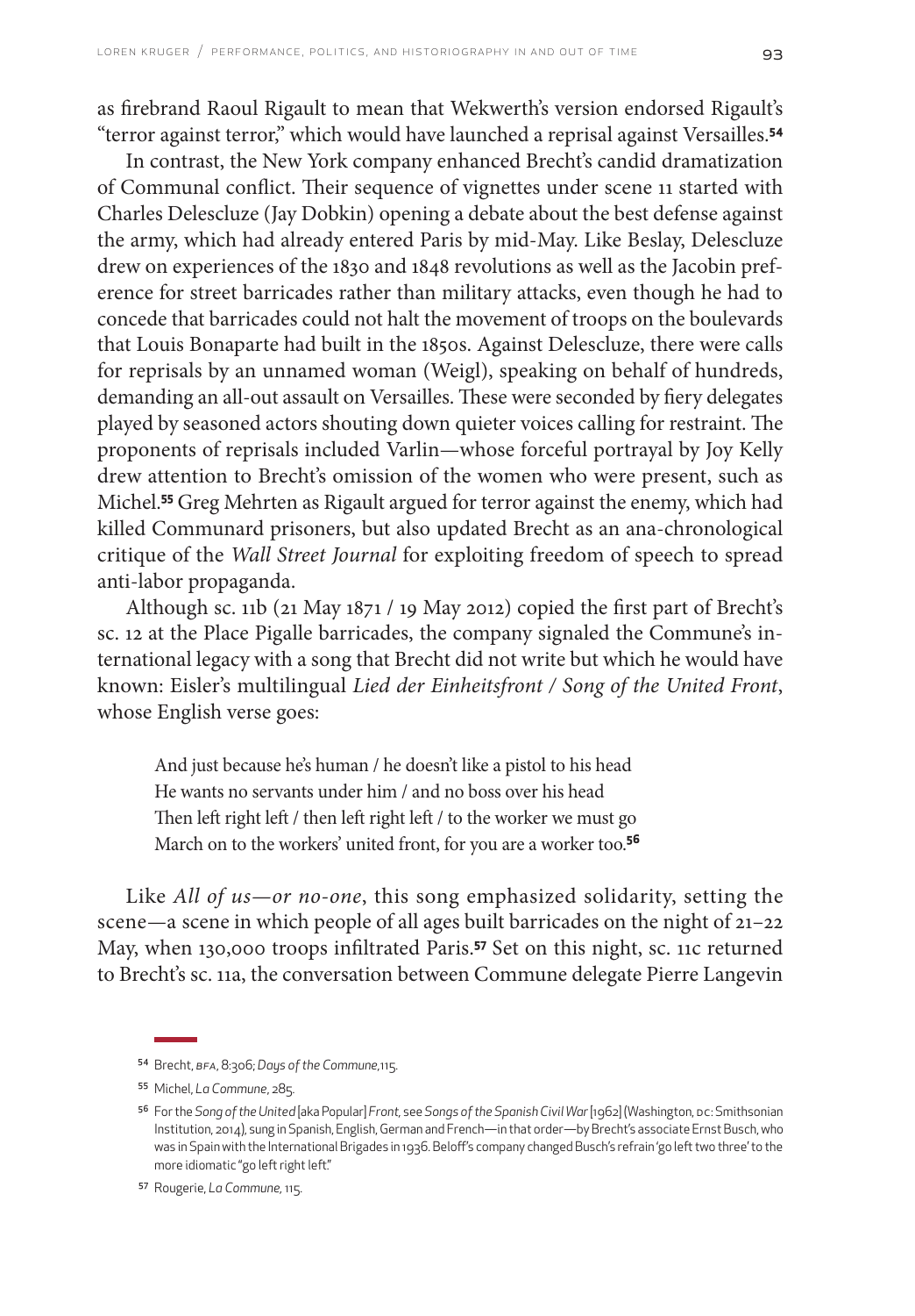as firebrand Raoul Rigault to mean that Wekwerth's version endorsed Rigault's "terror against terror," which would have launched a reprisal against Versailles.[54]

In contrast, the New York company enhanced Brecht's candid dramatization of Communal conflict. Their sequence of vignettes under scene 11 started with Charles Delescluze (Jay Dobkin) opening a debate about the best defense against the army, which had already entered Paris by mid-May. Like Beslay, Delescluze drew on experiences of the 1830 and 1848 revolutions as well as the Jacobin preference for street barricades rather than military attacks, even though he had to concede that barricades could not halt the movement of troops on the boulevards that Louis Bonaparte had built in the 1850s. Against Delescluze, there were calls for reprisals by an unnamed woman (Weigl), speaking on behalf of hundreds, demanding an all-out assault on Versailles. These were seconded by fiery delegates played by seasoned actors shouting down quieter voices calling for restraint. The proponents of reprisals included Varlin—whose forceful portrayal by Joy Kelly drew attention to Brecht's omission of the women who were present, such as Michel.[55] Greg Mehrten as Rigault argued for terror against the enemy, which had killed Communard prisoners, but also updated Brecht as an ana-chronological critique of the *Wall Street Journal* for exploiting freedom of speech to spread anti-labor propaganda.

Although sc. 11b (21 May 1871 / 19 May 2012) copied the first part of Brecht's sc. 12 at the Place Pigalle barricades, the company signaled the Commune's international legacy with a song that Brecht did not write but which he would have known: Eisler's multilingual *Lied der Einheitsfront / Song of the United Front*, whose English verse goes:

> And just because he's human / he doesn't like a pistol to his head
> He wants no servants under him / and no boss over his head
> Then left right left / then left right left / to the worker we must go
> March on to the workers' united front, for you are a worker too.[56]

Like *All of us—or no-one*, this song emphasized solidarity, setting the scene—a scene in which people of all ages built barricades on the night of 21–22 May, when 130,000 troops infiltrated Paris.[57] Set on this night, sc. 11c returned to Brecht's sc. 11a, the conversation between Commune delegate Pierre Langevin

---

[54] Brecht, BFA, 8:306; *Days of the Commune*,115.

[55] Michel, *La Commune*, 285.

[56] For the *Song of the United* [aka Popular] *Front*, see *Songs of the Spanish Civil War* [1962] (Washington, DC: Smithsonian Institution, 2014), sung in Spanish, English, German and French—in that order—by Brecht's associate Ernst Busch, who was in Spain with the International Brigades in 1936. Beloff's company changed Busch's refrain 'go left two three' to the more idiomatic "go left right left."

[57] Rougerie, *La Commune*, 115.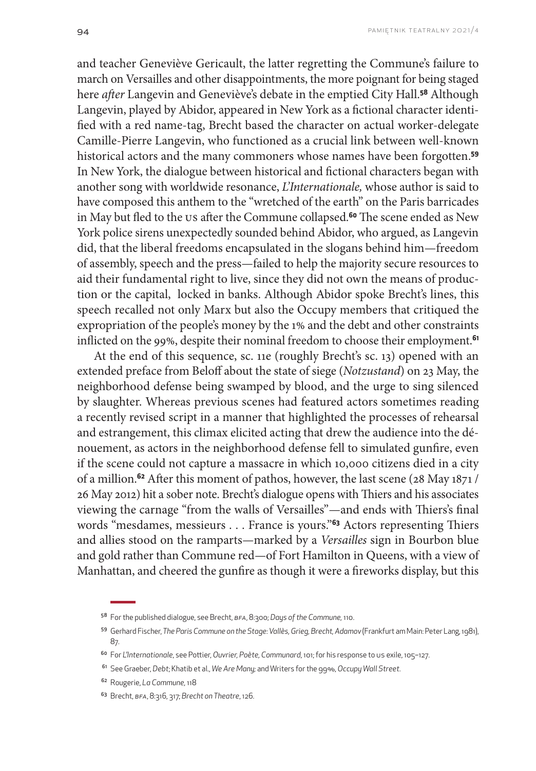and teacher Geneviève Gericault, the latter regretting the Commune's failure to march on Versailles and other disappointments, the more poignant for being staged here *after* Langevin and Geneviève's debate in the emptied City Hall.[58] Although Langevin, played by Abidor, appeared in New York as a fictional character identified with a red name-tag, Brecht based the character on actual worker-delegate Camille-Pierre Langevin, who functioned as a crucial link between well-known historical actors and the many commoners whose names have been forgotten.[59] In New York, the dialogue between historical and fictional characters began with another song with worldwide resonance, *L'Internationale,* whose author is said to have composed this anthem to the "wretched of the earth" on the Paris barricades in May but fled to the US after the Commune collapsed.[60] The scene ended as New York police sirens unexpectedly sounded behind Abidor, who argued, as Langevin did, that the liberal freedoms encapsulated in the slogans behind him—freedom of assembly, speech and the press—failed to help the majority secure resources to aid their fundamental right to live, since they did not own the means of production or the capital, locked in banks. Although Abidor spoke Brecht's lines, this speech recalled not only Marx but also the Occupy members that critiqued the expropriation of the people's money by the 1% and the debt and other constraints inflicted on the 99%, despite their nominal freedom to choose their employment.[61]

At the end of this sequence, sc. 11e (roughly Brecht's sc. 13) opened with an extended preface from Beloff about the state of siege (*Notzustand*) on 23 May, the neighborhood defense being swamped by blood, and the urge to sing silenced by slaughter. Whereas previous scenes had featured actors sometimes reading a recently revised script in a manner that highlighted the processes of rehearsal and estrangement, this climax elicited acting that drew the audience into the dénouement, as actors in the neighborhood defense fell to simulated gunfire, even if the scene could not capture a massacre in which 10,000 citizens died in a city of a million.[62] After this moment of pathos, however, the last scene (28 May 1871 / 26 May 2012) hit a sober note. Brecht's dialogue opens with Thiers and his associates viewing the carnage "from the walls of Versailles"—and ends with Thiers's final words "mesdames, messieurs . . . France is yours."[63] Actors representing Thiers and allies stood on the ramparts—marked by a *Versailles* sign in Bourbon blue and gold rather than Commune red—of Fort Hamilton in Queens, with a view of Manhattan, and cheered the gunfire as though it were a fireworks display, but this

---

[58] For the published dialogue, see Brecht, BFA, 8:300; *Days of the Commune,* 110.

[59] Gerhard Fischer, *The Paris Commune on the Stage: Vallès, Grieg, Brecht, Adamov* (Frankfurt am Main: Peter Lang, 1981), 87.

[60] For *L'Internationale*, see Pottier, *Ouvrier, Poète, Communard,* 101; for his response to US exile, 105–127.

[61] See Graeber, *Debt*; Khatib et al., *We Are Many;* and Writers for the 99%, *Occupy Wall Street*.

[62] Rougerie, *La Commune,* 118

[63] Brecht, BFA, 8:316, 317; *Brecht on Theatre*, 126.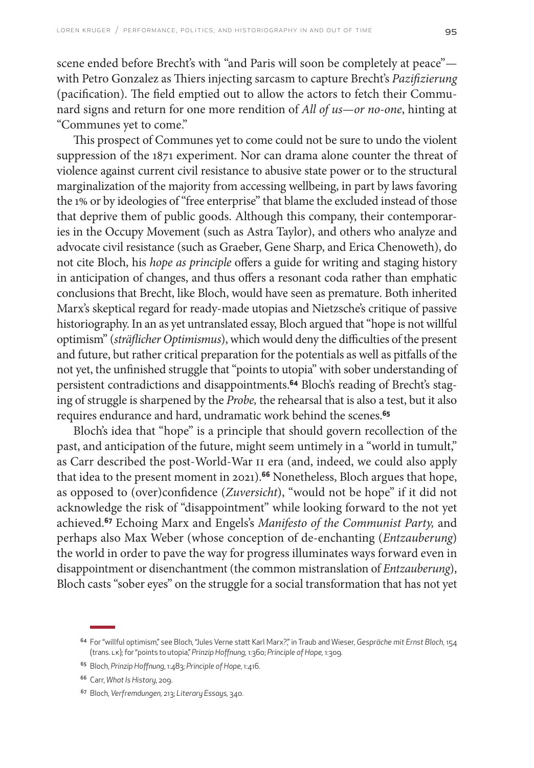scene ended before Brecht's with "and Paris will soon be completely at peace"—with Petro Gonzalez as Thiers injecting sarcasm to capture Brecht's *Pazifizierung* (pacification). The field emptied out to allow the actors to fetch their Communard signs and return for one more rendition of *All of us—or no-one*, hinting at "Communes yet to come."

This prospect of Communes yet to come could not be sure to undo the violent suppression of the 1871 experiment. Nor can drama alone counter the threat of violence against current civil resistance to abusive state power or to the structural marginalization of the majority from accessing wellbeing, in part by laws favoring the 1% or by ideologies of "free enterprise" that blame the excluded instead of those that deprive them of public goods. Although this company, their contemporaries in the Occupy Movement (such as Astra Taylor), and others who analyze and advocate civil resistance (such as Graeber, Gene Sharp, and Erica Chenoweth), do not cite Bloch, his *hope as principle* offers a guide for writing and staging history in anticipation of changes, and thus offers a resonant coda rather than emphatic conclusions that Brecht, like Bloch, would have seen as premature. Both inherited Marx's skeptical regard for ready-made utopias and Nietzsche's critique of passive historiography. In an as yet untranslated essay, Bloch argued that "hope is not willful optimism" (*sträflicher Optimismus*), which would deny the difficulties of the present and future, but rather critical preparation for the potentials as well as pitfalls of the not yet, the unfinished struggle that "points to utopia" with sober understanding of persistent contradictions and disappointments.[64] Bloch's reading of Brecht's staging of struggle is sharpened by the *Probe,* the rehearsal that is also a test, but it also requires endurance and hard, undramatic work behind the scenes.[65]

Bloch's idea that "hope" is a principle that should govern recollection of the past, and anticipation of the future, might seem untimely in a "world in tumult," as Carr described the post-World-War II era (and, indeed, we could also apply that idea to the present moment in 2021).[66] Nonetheless, Bloch argues that hope, as opposed to (over)confidence (*Zuversicht*), "would not be hope" if it did not acknowledge the risk of "disappointment" while looking forward to the not yet achieved.[67] Echoing Marx and Engels's *Manifesto of the Communist Party,* and perhaps also Max Weber (whose conception of de-enchanting (*Entzauberung*) the world in order to pave the way for progress illuminates ways forward even in disappointment or disenchantment (the common mistranslation of *Entzauberung*), Bloch casts "sober eyes" on the struggle for a social transformation that has not yet

---

64 For "willful optimism," see Bloch, "Jules Verne statt Karl Marx?," in Traub and Wieser, *Gespräche mit Ernst Bloch*, 154 (trans. LK); for "points to utopia," *Prinzip Hoffnung*, 1:360; *Principle of Hope*, 1:309.

65 Bloch, *Prinzip Hoffnung*, 1:483; *Principle of Hope*, 1:416.

66 Carr, *What Is History*, 209.

67 Bloch, *Verfremdungen*, 213; *Literary Essays*, 340.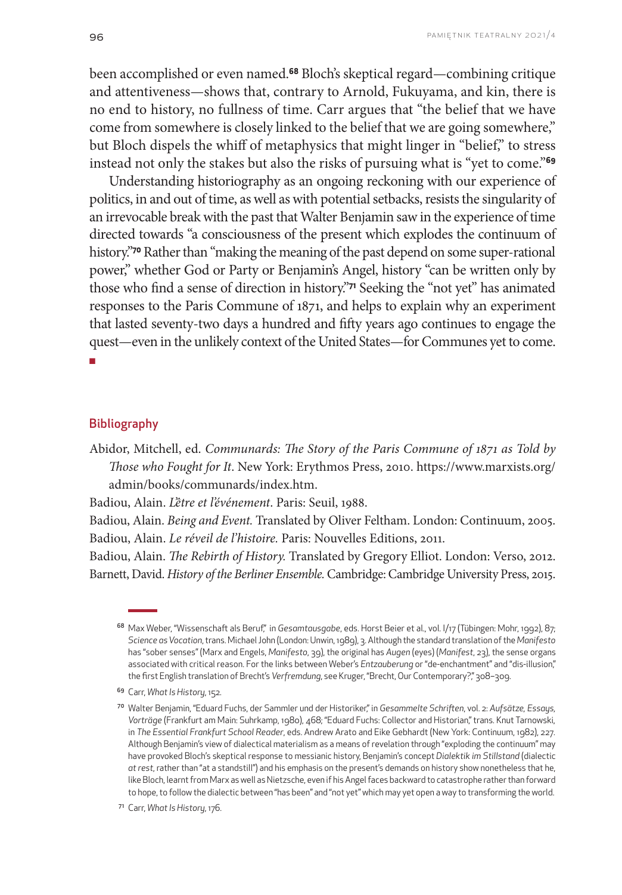been accomplished or even named.[68] Bloch's skeptical regard—combining critique and attentiveness—shows that, contrary to Arnold, Fukuyama, and kin, there is no end to history, no fullness of time. Carr argues that "the belief that we have come from somewhere is closely linked to the belief that we are going somewhere," but Bloch dispels the whiff of metaphysics that might linger in "belief," to stress instead not only the stakes but also the risks of pursuing what is "yet to come."[69]

Understanding historiography as an ongoing reckoning with our experience of politics, in and out of time, as well as with potential setbacks, resists the singularity of an irrevocable break with the past that Walter Benjamin saw in the experience of time directed towards "a consciousness of the present which explodes the continuum of history."[70] Rather than "making the meaning of the past depend on some super-rational power," whether God or Party or Benjamin's Angel, history "can be written only by those who find a sense of direction in history."[71] Seeking the "not yet" has animated responses to the Paris Commune of 1871, and helps to explain why an experiment that lasted seventy-two days a hundred and fifty years ago continues to engage the quest—even in the unlikely context of the United States—for Communes yet to come. ■

## Bibliography

Abidor, Mitchell, ed. *Communards: The Story of the Paris Commune of 1871 as Told by Those who Fought for It*. New York: Erythmos Press, 2010. https://www.marxists.org/admin/books/communards/index.htm.

Badiou, Alain. *L'être et l'événement*. Paris: Seuil, 1988.

Badiou, Alain. *Being and Event.* Translated by Oliver Feltham. London: Continuum, 2005.

Badiou, Alain. *Le réveil de l'histoire.* Paris: Nouvelles Editions, 2011.

Badiou, Alain. *The Rebirth of History.* Translated by Gregory Elliot. London: Verso, 2012.

Barnett, David. *History of the Berliner Ensemble.* Cambridge: Cambridge University Press, 2015.

---

[68] Max Weber, "Wissenschaft als Beruf," in *Gesamtausgabe*, eds. Horst Beier et al., vol. I/17 (Tübingen: Mohr, 1992), 87; *Science as Vocation*, trans. Michael John (London: Unwin, 1989), 3. Although the standard translation of the *Manifesto* has "sober senses" (Marx and Engels, *Manifesto*, 39), the original has *Augen* (eyes) (*Manifest*, 23), the sense organs associated with critical reason. For the links between Weber's *Entzauberung* or "de-enchantment" and "dis-illusion," the first English translation of Brecht's *Verfremdung*, see Kruger, "Brecht, Our Contemporary?," 308–309.

[69] Carr, *What Is History*, 152.

[70] Walter Benjamin, "Eduard Fuchs, der Sammler und der Historiker," in *Gesammelte Schriften*, vol. 2: *Aufsätze, Essays, Vorträge* (Frankfurt am Main: Suhrkamp, 1980), 468; "Eduard Fuchs: Collector and Historian," trans. Knut Tarnowski, in *The Essential Frankfurt School Reader*, eds. Andrew Arato and Eike Gebhardt (New York: Continuum, 1982), 227. Although Benjamin's view of dialectical materialism as a means of revelation through "exploding the continuum" may have provoked Bloch's skeptical response to messianic history, Benjamin's concept *Dialektik im Stillstand* (dialectic *at rest*, rather than "at a standstill") and his emphasis on the present's demands on history show nonetheless that he, like Bloch, learnt from Marx as well as Nietzsche, even if his Angel faces backward to catastrophe rather than forward to hope, to follow the dialectic between "has been" and "not yet" which may yet open a way to transforming the world.

[71] Carr, *What Is History*, 176.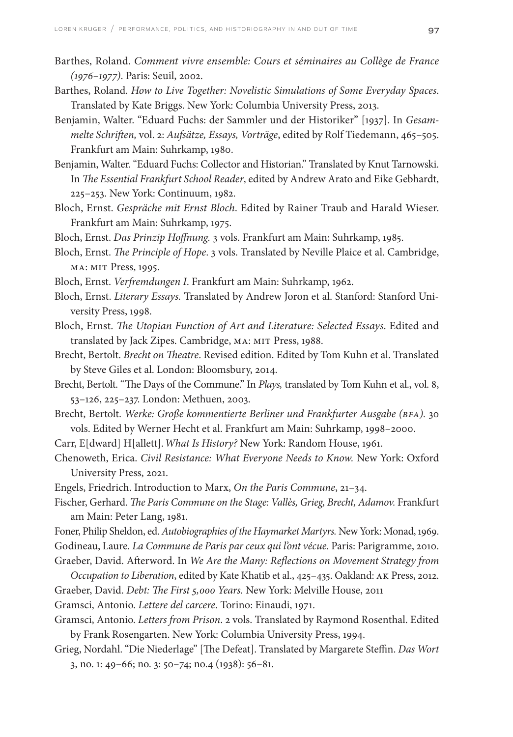Barthes, Roland. *Comment vivre ensemble: Cours et séminaires au Collège de France (1976–1977)*. Paris: Seuil, 2002.

Barthes, Roland. *How to Live Together: Novelistic Simulations of Some Everyday Spaces*. Translated by Kate Briggs. New York: Columbia University Press, 2013.

Benjamin, Walter. "Eduard Fuchs: der Sammler und der Historiker" [1937]. In *Gesammelte Schriften,* vol. 2: *Aufsätze, Essays, Vorträge*, edited by Rolf Tiedemann, 465–505. Frankfurt am Main: Suhrkamp, 1980.

Benjamin, Walter. "Eduard Fuchs: Collector and Historian." Translated by Knut Tarnowski. In *The Essential Frankfurt School Reader*, edited by Andrew Arato and Eike Gebhardt, 225–253. New York: Continuum, 1982.

Bloch, Ernst. *Gespräche mit Ernst Bloch*. Edited by Rainer Traub and Harald Wieser. Frankfurt am Main: Suhrkamp, 1975.

Bloch, Ernst. *Das Prinzip Hoffnung.* 3 vols. Frankfurt am Main: Suhrkamp, 1985.

Bloch, Ernst. *The Principle of Hope*. 3 vols. Translated by Neville Plaice et al. Cambridge, MA: MIT Press, 1995.

Bloch, Ernst. *Verfremdungen I*. Frankfurt am Main: Suhrkamp, 1962.

Bloch, Ernst. *Literary Essays.* Translated by Andrew Joron et al. Stanford: Stanford University Press, 1998.

Bloch, Ernst. *The Utopian Function of Art and Literature: Selected Essays*. Edited and translated by Jack Zipes. Cambridge, MA: MIT Press, 1988.

Brecht, Bertolt. *Brecht on Theatre*. Revised edition. Edited by Tom Kuhn et al. Translated by Steve Giles et al. London: Bloomsbury, 2014.

Brecht, Bertolt. "The Days of the Commune." In *Plays,* translated by Tom Kuhn et al., vol. 8, 53–126, 225–237. London: Methuen, 2003.

Brecht, Bertolt. *Werke: Große kommentierte Berliner und Frankfurter Ausgabe (BFA).* 30 vols. Edited by Werner Hecht et al. Frankfurt am Main: Suhrkamp, 1998–2000.

Carr, E[dward] H[allett]. *What Is History?* New York: Random House, 1961.

Chenoweth, Erica. *Civil Resistance: What Everyone Needs to Know.* New York: Oxford University Press, 2021.

Engels, Friedrich. Introduction to Marx, *On the Paris Commune*, 21–34.

Fischer, Gerhard. *The Paris Commune on the Stage: Vallès, Grieg, Brecht, Adamov.* Frankfurt am Main: Peter Lang, 1981.

Foner, Philip Sheldon, ed. *Autobiographies of the Haymarket Martyrs.* New York: Monad, 1969.

Godineau, Laure. *La Commune de Paris par ceux qui l'ont vécue*. Paris: Parigramme, 2010.

Graeber, David. Afterword. In *We Are the Many: Reflections on Movement Strategy from Occupation to Liberation*, edited by Kate Khatib et al., 425–435. Oakland: AK Press, 2012.

Graeber, David. *Debt: The First 5,000 Years.* New York: Melville House, 2011

Gramsci, Antonio. *Lettere del carcere*. Torino: Einaudi, 1971.

Gramsci, Antonio. *Letters from Prison*. 2 vols. Translated by Raymond Rosenthal. Edited by Frank Rosengarten. New York: Columbia University Press, 1994.

Grieg, Nordahl. "Die Niederlage" [The Defeat]. Translated by Margarete Steffin. *Das Wort* 3, no. 1: 49–66; no. 3: 50–74; no.4 (1938): 56–81.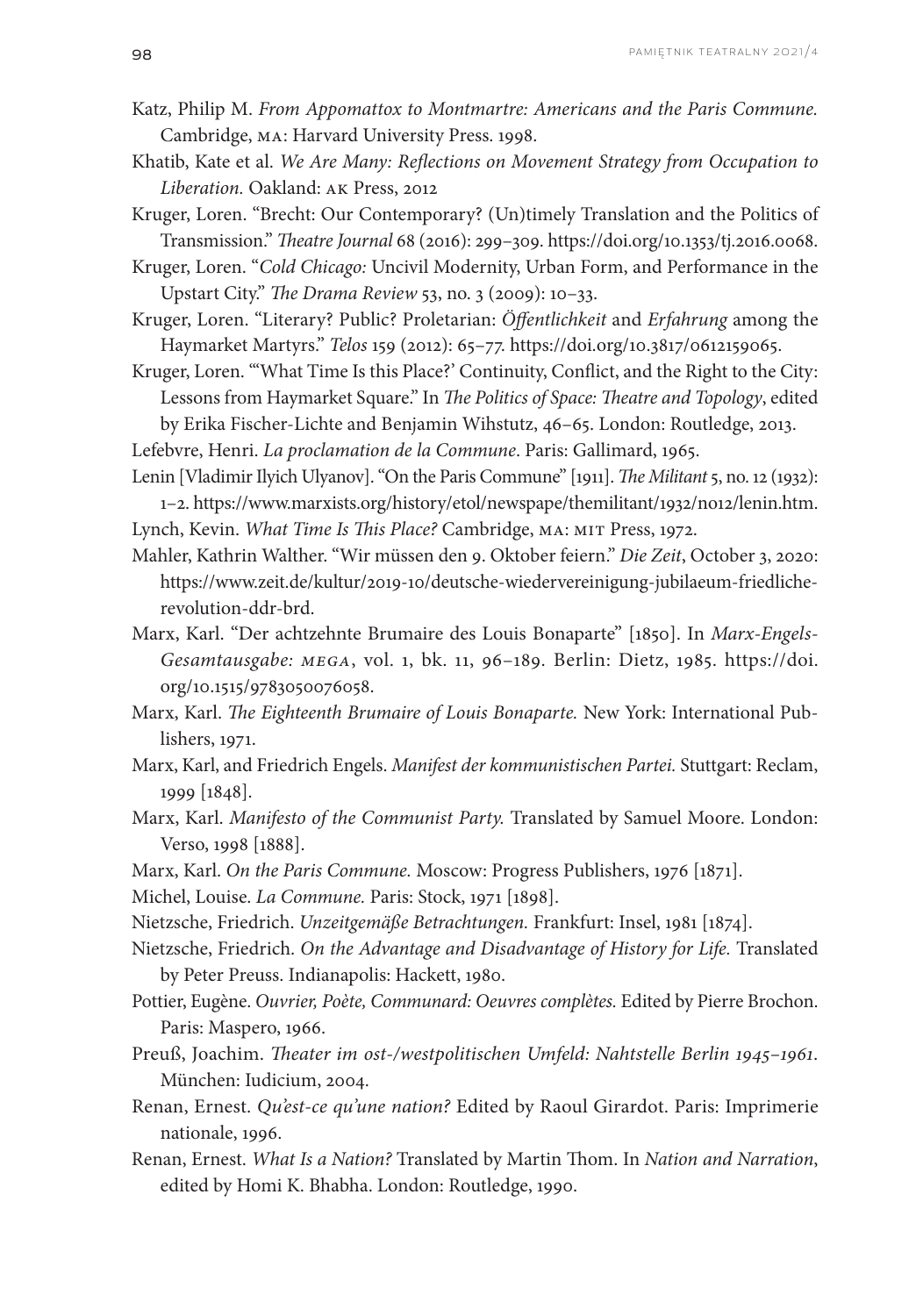Katz, Philip M. *From Appomattox to Montmartre: Americans and the Paris Commune.* Cambridge, MA: Harvard University Press. 1998.

Khatib, Kate et al. *We Are Many: Reflections on Movement Strategy from Occupation to Liberation.* Oakland: AK Press, 2012

Kruger, Loren. "Brecht: Our Contemporary? (Un)timely Translation and the Politics of Transmission." *Theatre Journal* 68 (2016): 299–309. https://doi.org/10.1353/tj.2016.0068.

Kruger, Loren. "*Cold Chicago:* Uncivil Modernity, Urban Form, and Performance in the Upstart City." *The Drama Review* 53, no. 3 (2009): 10–33.

Kruger, Loren. "Literary? Public? Proletarian: *Öffentlichkeit* and *Erfahrung* among the Haymarket Martyrs." *Telos* 159 (2012): 65–77. https://doi.org/10.3817/0612159065.

Kruger, Loren. "'What Time Is this Place?' Continuity, Conflict, and the Right to the City: Lessons from Haymarket Square." In *The Politics of Space: Theatre and Topology*, edited by Erika Fischer-Lichte and Benjamin Wihstutz, 46–65. London: Routledge, 2013.

Lefebvre, Henri. *La proclamation de la Commune*. Paris: Gallimard, 1965.

Lenin [Vladimir Ilyich Ulyanov]. "On the Paris Commune" [1911]. *The Militant* 5, no. 12 (1932): 1–2. https://www.marxists.org/history/etol/newspape/themilitant/1932/no12/lenin.htm.

Lynch, Kevin. *What Time Is This Place?* Cambridge, MA: MIT Press, 1972.

Mahler, Kathrin Walther. "Wir müssen den 9. Oktober feiern." *Die Zeit*, October 3, 2020: https://www.zeit.de/kultur/2019-10/deutsche-wiedervereinigung-jubilaeum-friedliche-revolution-ddr-brd.

Marx, Karl. "Der achtzehnte Brumaire des Louis Bonaparte" [1850]. In *Marx-Engels-Gesamtausgabe: MEGA*, vol. 1, bk. 11, 96–189. Berlin: Dietz, 1985. https://doi.org/10.1515/9783050076058.

Marx, Karl. *The Eighteenth Brumaire of Louis Bonaparte.* New York: International Publishers, 1971.

Marx, Karl, and Friedrich Engels. *Manifest der kommunistischen Partei.* Stuttgart: Reclam, 1999 [1848].

Marx, Karl. *Manifesto of the Communist Party.* Translated by Samuel Moore. London: Verso, 1998 [1888].

Marx, Karl. *On the Paris Commune.* Moscow: Progress Publishers, 1976 [1871].

Michel, Louise. *La Commune.* Paris: Stock, 1971 [1898].

Nietzsche, Friedrich. *Unzeitgemäße Betrachtungen.* Frankfurt: Insel, 1981 [1874].

Nietzsche, Friedrich. *On the Advantage and Disadvantage of History for Life.* Translated by Peter Preuss. Indianapolis: Hackett, 1980.

Pottier, Eugène. *Ouvrier, Poète, Communard: Oeuvres complètes.* Edited by Pierre Brochon. Paris: Maspero, 1966.

Preuß, Joachim. *Theater im ost-/westpolitischen Umfeld: Nahtstelle Berlin 1945–1961*. München: Iudicium, 2004.

Renan, Ernest. *Qu'est-ce qu'une nation?* Edited by Raoul Girardot. Paris: Imprimerie nationale, 1996.

Renan, Ernest. *What Is a Nation?* Translated by Martin Thom. In *Nation and Narration*, edited by Homi K. Bhabha. London: Routledge, 1990.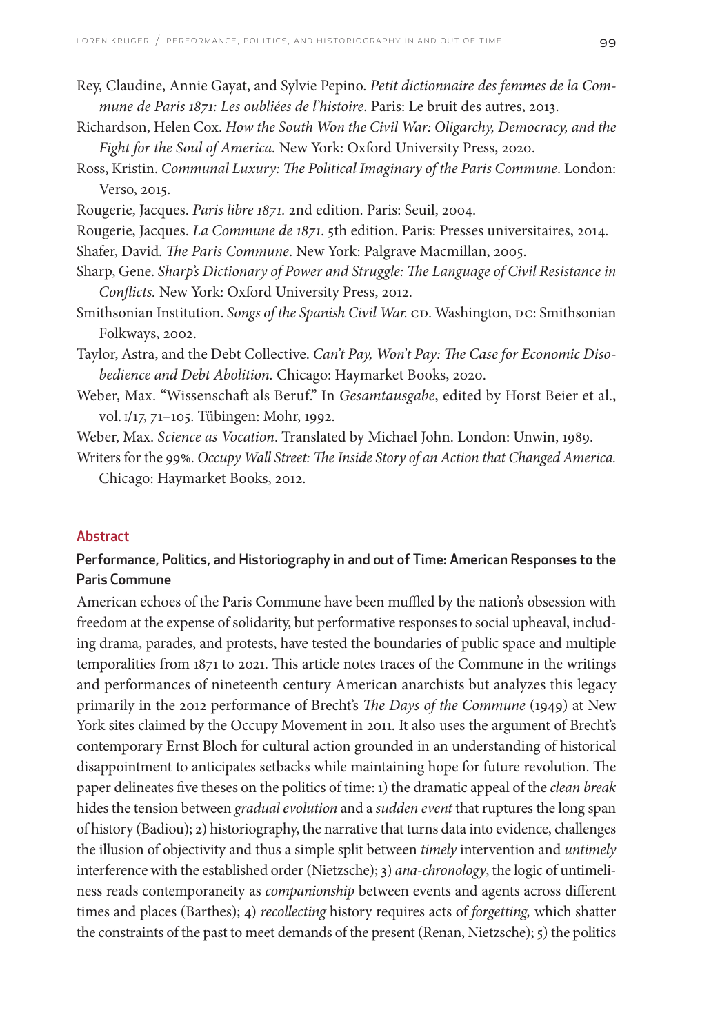Rey, Claudine, Annie Gayat, and Sylvie Pepino. *Petit dictionnaire des femmes de la Commune de Paris 1871: Les oubliées de l'histoire*. Paris: Le bruit des autres, 2013.

Richardson, Helen Cox. *How the South Won the Civil War: Oligarchy, Democracy, and the Fight for the Soul of America.* New York: Oxford University Press, 2020.

Ross, Kristin. *Communal Luxury: The Political Imaginary of the Paris Commune*. London: Verso, 2015.

Rougerie, Jacques. *Paris libre 1871.* 2nd edition. Paris: Seuil, 2004.

Rougerie, Jacques. *La Commune de 1871*. 5th edition. Paris: Presses universitaires, 2014.

Shafer, David. *The Paris Commune*. New York: Palgrave Macmillan, 2005.

Sharp, Gene. *Sharp's Dictionary of Power and Struggle: The Language of Civil Resistance in Conflicts.* New York: Oxford University Press, 2012.

Smithsonian Institution. *Songs of the Spanish Civil War.* CD. Washington, DC: Smithsonian Folkways, 2002.

Taylor, Astra, and the Debt Collective. *Can't Pay, Won't Pay: The Case for Economic Disobedience and Debt Abolition.* Chicago: Haymarket Books, 2020.

Weber, Max. "Wissenschaft als Beruf." In *Gesamtausgabe*, edited by Horst Beier et al., vol. I/17, 71–105. Tübingen: Mohr, 1992.

Weber, Max. *Science as Vocation*. Translated by Michael John. London: Unwin, 1989.

Writers for the 99%. *Occupy Wall Street: The Inside Story of an Action that Changed America.* Chicago: Haymarket Books, 2012.

## Abstract

### Performance, Politics, and Historiography in and out of Time: American Responses to the Paris Commune

American echoes of the Paris Commune have been muffled by the nation's obsession with freedom at the expense of solidarity, but performative responses to social upheaval, including drama, parades, and protests, have tested the boundaries of public space and multiple temporalities from 1871 to 2021. This article notes traces of the Commune in the writings and performances of nineteenth century American anarchists but analyzes this legacy primarily in the 2012 performance of Brecht's *The Days of the Commune* (1949) at New York sites claimed by the Occupy Movement in 2011. It also uses the argument of Brecht's contemporary Ernst Bloch for cultural action grounded in an understanding of historical disappointment to anticipates setbacks while maintaining hope for future revolution. The paper delineates five theses on the politics of time: 1) the dramatic appeal of the *clean break* hides the tension between *gradual evolution* and a *sudden event* that ruptures the long span of history (Badiou); 2) historiography, the narrative that turns data into evidence, challenges the illusion of objectivity and thus a simple split between *timely* intervention and *untimely* interference with the established order (Nietzsche); 3) *ana-chronology*, the logic of untimeliness reads contemporaneity as *companionship* between events and agents across different times and places (Barthes); 4) *recollecting* history requires acts of *forgetting,* which shatter the constraints of the past to meet demands of the present (Renan, Nietzsche); 5) the politics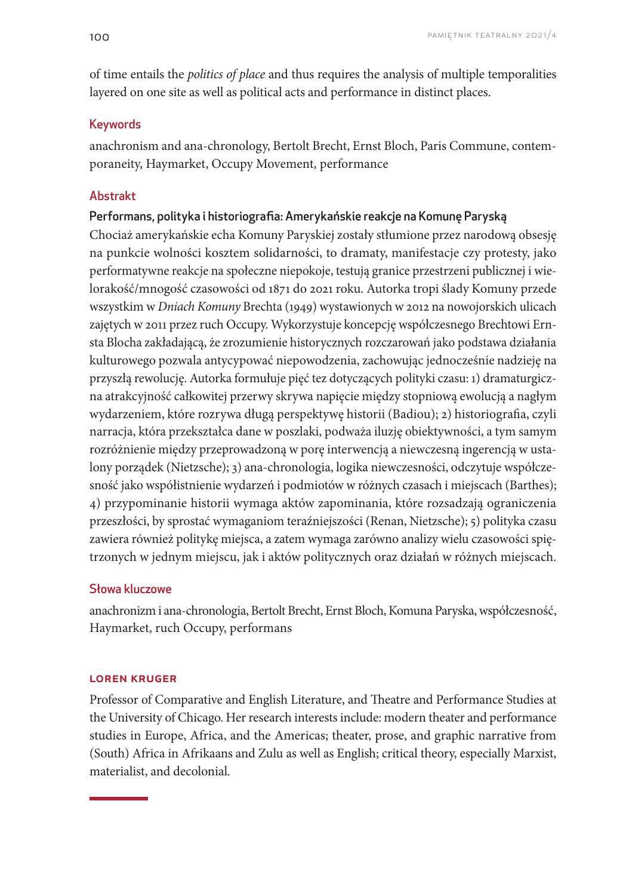of time entails the *politics of place* and thus requires the analysis of multiple temporalities layered on one site as well as political acts and performance in distinct places.

### Keywords

anachronism and ana-chronology, Bertolt Brecht, Ernst Bloch, Paris Commune, contemporaneity, Haymarket, Occupy Movement, performance

### Abstrakt

**Performans, polityka i historiografia: Amerykańskie reakcje na Komunę Paryską**

Chociaż amerykańskie echa Komuny Paryskiej zostały stłumione przez narodową obsesję na punkcie wolności kosztem solidarności, to dramaty, manifestacje czy protesty, jako performatywne reakcje na społeczne niepokoje, testują granice przestrzeni publicznej i wielorakość/mnogość czasowości od 1871 do 2021 roku. Autorka tropi ślady Komuny przede wszystkim w *Dniach Komuny* Brechta (1949) wystawionych w 2012 na nowojorskich ulicach zajętych w 2011 przez ruch Occupy. Wykorzystuje koncepcję współczesnego Brechtowi Ernsta Blocha zakładającą, że zrozumienie historycznych rozczarowań jako podstawa działania kulturowego pozwala antycypować niepowodzenia, zachowując jednocześnie nadzieję na przyszłą rewolucję. Autorka formułuje pięć tez dotyczących polityki czasu: 1) dramaturgiczna atrakcyjność całkowitej przerwy skrywa napięcie między stopniową ewolucją a nagłym wydarzeniem, które rozrywa długą perspektywę historii (Badiou); 2) historiografia, czyli narracja, która przekształca dane w poszlaki, podważa iluzję obiektywności, a tym samym rozróżnienie między przeprowadzoną w porę interwencją a niewczesną ingerencją w ustalony porządek (Nietzsche); 3) ana-chronologia, logika niewczesności, odczytuje współczesność jako współistnienie wydarzeń i podmiotów w różnych czasach i miejscach (Barthes); 4) przypominanie historii wymaga aktów zapominania, które rozsadzają ograniczenia przeszłości, by sprostać wymaganiom teraźniejszości (Renan, Nietzsche); 5) polityka czasu zawiera również politykę miejsca, a zatem wymaga zarówno analizy wielu czasowości spiętrzonych w jednym miejscu, jak i aktów politycznych oraz działań w różnych miejscach.

### Słowa kluczowe

anachronizm i ana-chronologia, Bertolt Brecht, Ernst Bloch, Komuna Paryska, współczesność, Haymarket, ruch Occupy, performans

**LOREN KRUGER**

Professor of Comparative and English Literature, and Theatre and Performance Studies at the University of Chicago. Her research interests include: modern theater and performance studies in Europe, Africa, and the Americas; theater, prose, and graphic narrative from (South) Africa in Afrikaans and Zulu as well as English; critical theory, especially Marxist, materialist, and decolonial.